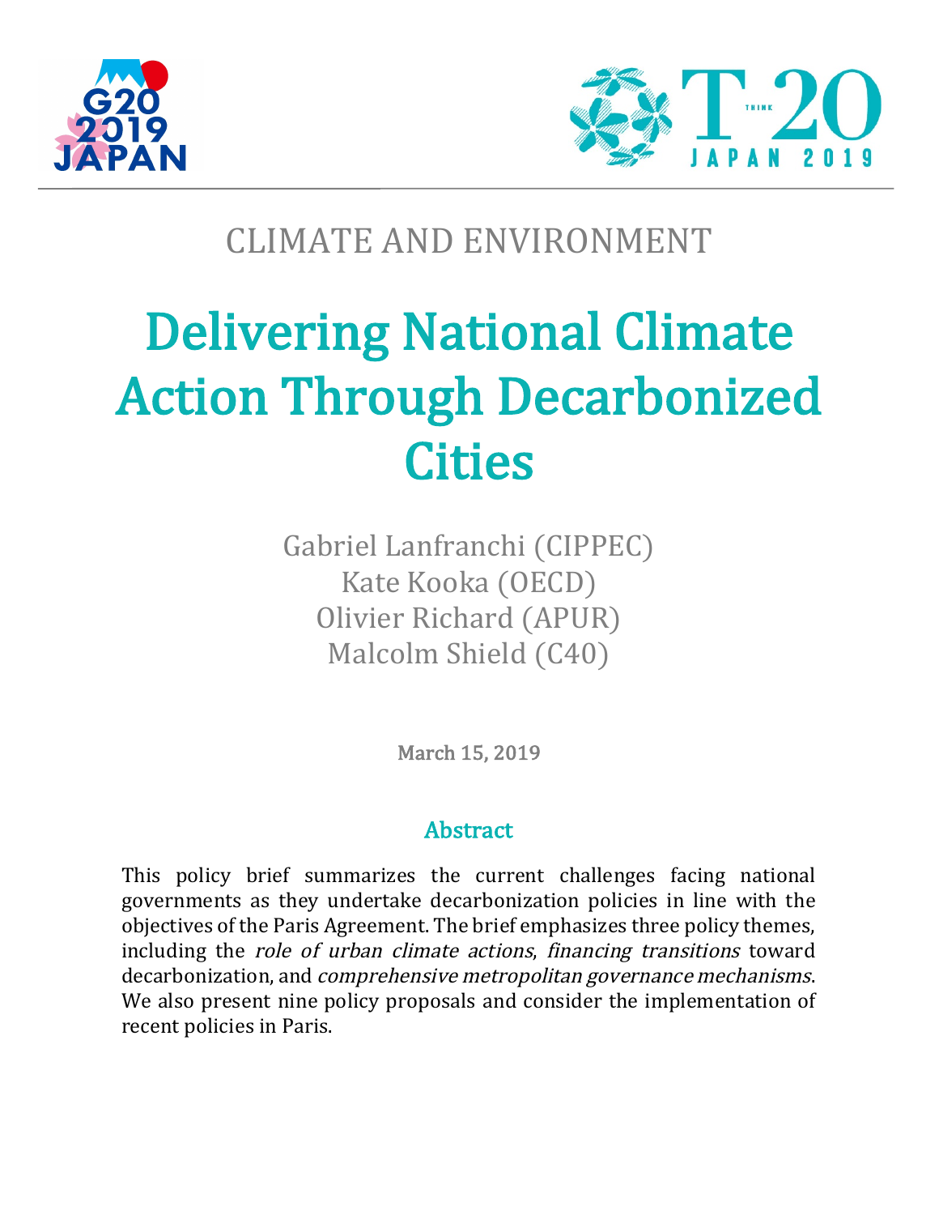CLIMATE AND ENVIRONMENT

# Delivering National Climate Action Through Decarbonized Cities

Gabriel Lanfranchi (CIPPEC)
Kate Kooka (OECD)
Olivier Richard (APUR)
Malcolm Shield (C40)

**March 15, 2019**

## Abstract

This policy brief summarizes the current challenges facing national governments as they undertake decarbonization policies in line with the objectives of the Paris Agreement. The brief emphasizes three policy themes, including the *role of urban climate actions*, *financing transitions* toward decarbonization, and *comprehensive metropolitan governance mechanisms*. We also present nine policy proposals and consider the implementation of recent policies in Paris.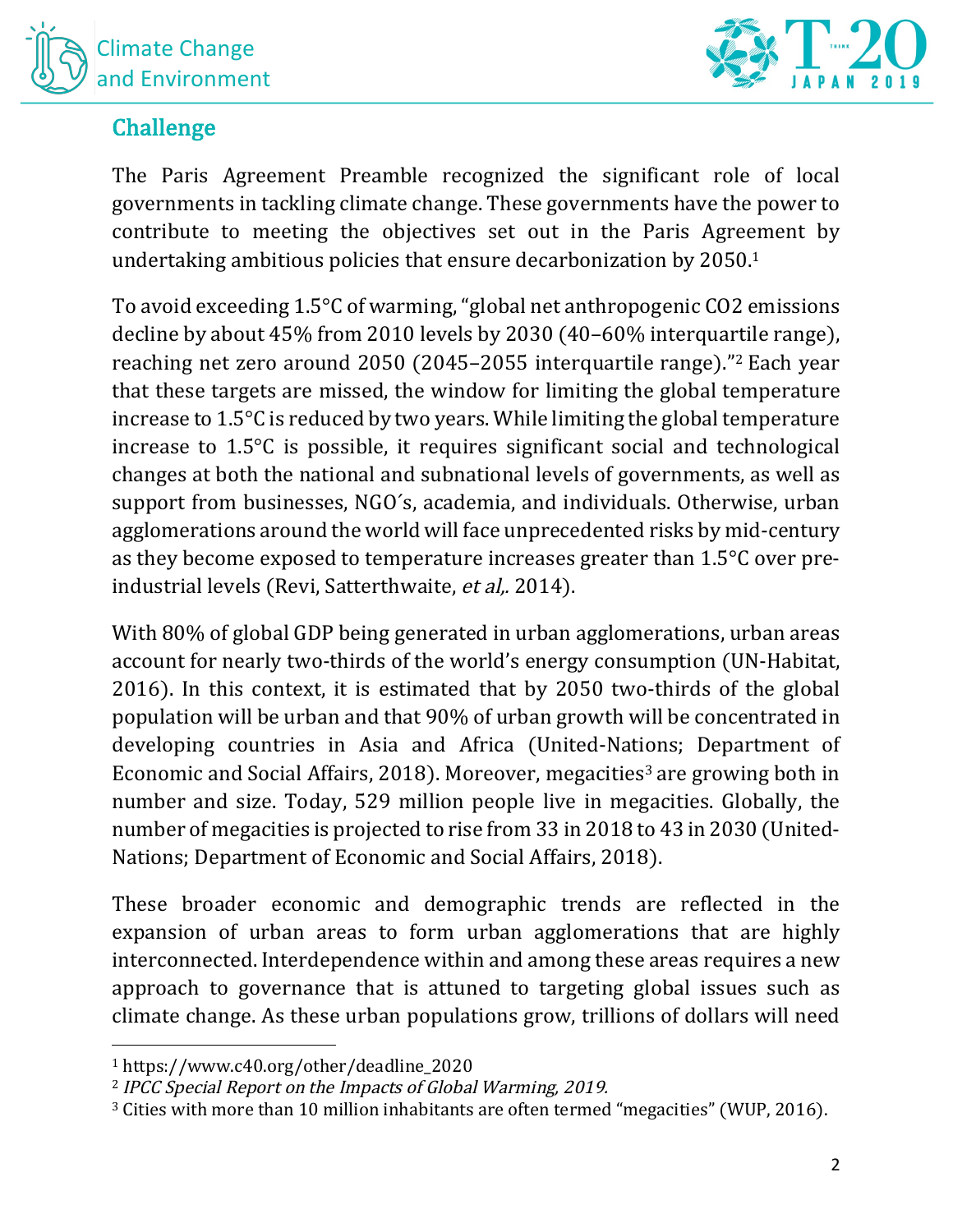## Challenge

The Paris Agreement Preamble recognized the significant role of local governments in tackling climate change. These governments have the power to contribute to meeting the objectives set out in the Paris Agreement by undertaking ambitious policies that ensure decarbonization by 2050.[1]

To avoid exceeding 1.5°C of warming, "global net anthropogenic CO2 emissions decline by about 45% from 2010 levels by 2030 (40–60% interquartile range), reaching net zero around 2050 (2045–2055 interquartile range)."[2] Each year that these targets are missed, the window for limiting the global temperature increase to 1.5°C is reduced by two years. While limiting the global temperature increase to 1.5°C is possible, it requires significant social and technological changes at both the national and subnational levels of governments, as well as support from businesses, NGO´s, academia, and individuals. Otherwise, urban agglomerations around the world will face unprecedented risks by mid-century as they become exposed to temperature increases greater than 1.5°C over pre-industrial levels (Revi, Satterthwaite, *et al,.* 2014).

With 80% of global GDP being generated in urban agglomerations, urban areas account for nearly two-thirds of the world's energy consumption (UN-Habitat, 2016). In this context, it is estimated that by 2050 two-thirds of the global population will be urban and that 90% of urban growth will be concentrated in developing countries in Asia and Africa (United-Nations; Department of Economic and Social Affairs, 2018). Moreover, megacities[3] are growing both in number and size. Today, 529 million people live in megacities. Globally, the number of megacities is projected to rise from 33 in 2018 to 43 in 2030 (United-Nations; Department of Economic and Social Affairs, 2018).

These broader economic and demographic trends are reflected in the expansion of urban areas to form urban agglomerations that are highly interconnected. Interdependence within and among these areas requires a new approach to governance that is attuned to targeting global issues such as climate change. As these urban populations grow, trillions of dollars will need

---

[1] https://www.c40.org/other/deadline_2020

[2] *IPCC Special Report on the Impacts of Global Warming, 2019.*

[3] Cities with more than 10 million inhabitants are often termed "megacities" (WUP, 2016).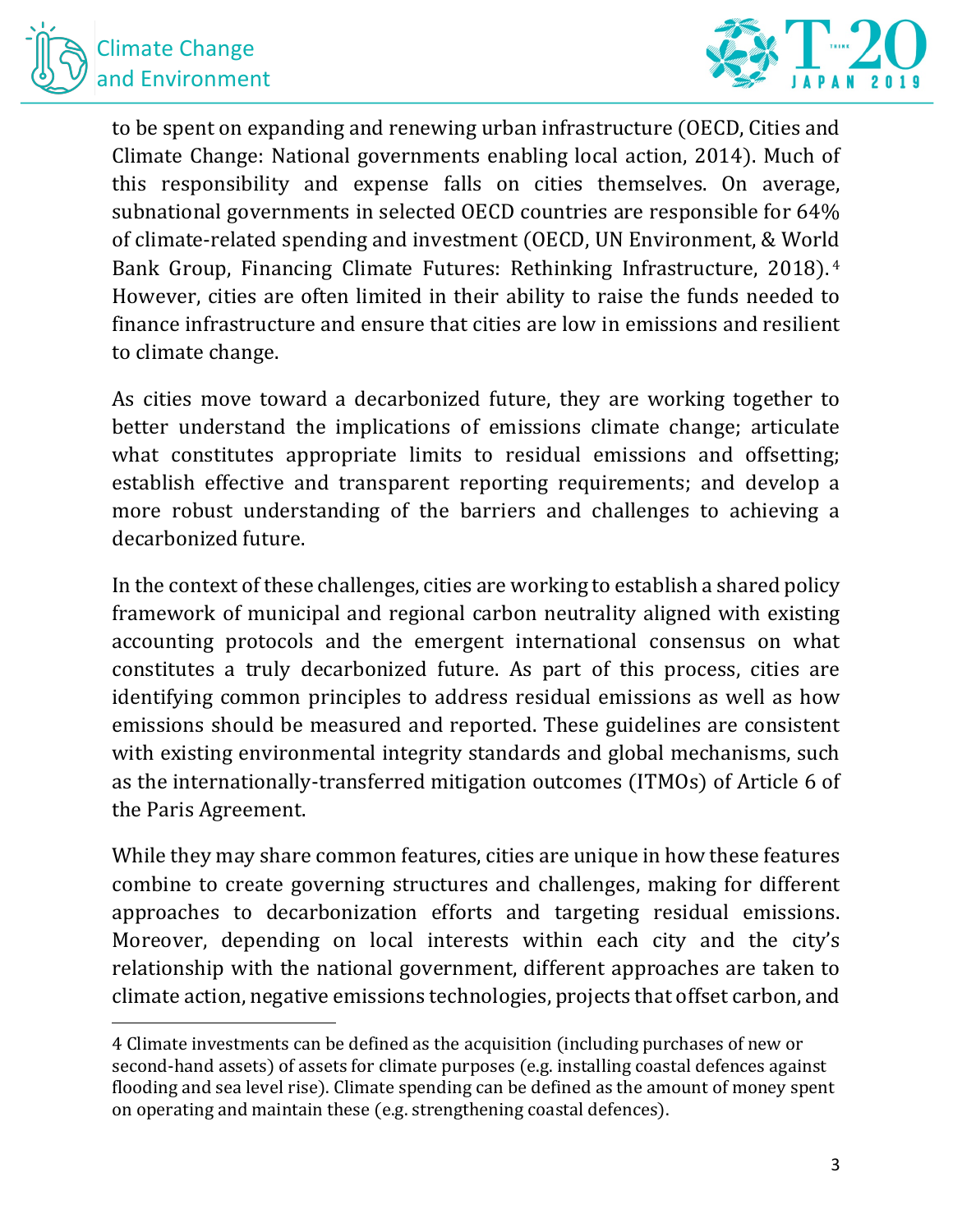to be spent on expanding and renewing urban infrastructure (OECD, Cities and Climate Change: National governments enabling local action, 2014). Much of this responsibility and expense falls on cities themselves. On average, subnational governments in selected OECD countries are responsible for 64% of climate-related spending and investment (OECD, UN Environment, & World Bank Group, Financing Climate Futures: Rethinking Infrastructure, 2018).[4] However, cities are often limited in their ability to raise the funds needed to finance infrastructure and ensure that cities are low in emissions and resilient to climate change.

As cities move toward a decarbonized future, they are working together to better understand the implications of emissions climate change; articulate what constitutes appropriate limits to residual emissions and offsetting; establish effective and transparent reporting requirements; and develop a more robust understanding of the barriers and challenges to achieving a decarbonized future.

In the context of these challenges, cities are working to establish a shared policy framework of municipal and regional carbon neutrality aligned with existing accounting protocols and the emergent international consensus on what constitutes a truly decarbonized future. As part of this process, cities are identifying common principles to address residual emissions as well as how emissions should be measured and reported. These guidelines are consistent with existing environmental integrity standards and global mechanisms, such as the internationally-transferred mitigation outcomes (ITMOs) of Article 6 of the Paris Agreement.

While they may share common features, cities are unique in how these features combine to create governing structures and challenges, making for different approaches to decarbonization efforts and targeting residual emissions. Moreover, depending on local interests within each city and the city's relationship with the national government, different approaches are taken to climate action, negative emissions technologies, projects that offset carbon, and

---

4 Climate investments can be defined as the acquisition (including purchases of new or second-hand assets) of assets for climate purposes (e.g. installing coastal defences against flooding and sea level rise). Climate spending can be defined as the amount of money spent on operating and maintain these (e.g. strengthening coastal defences).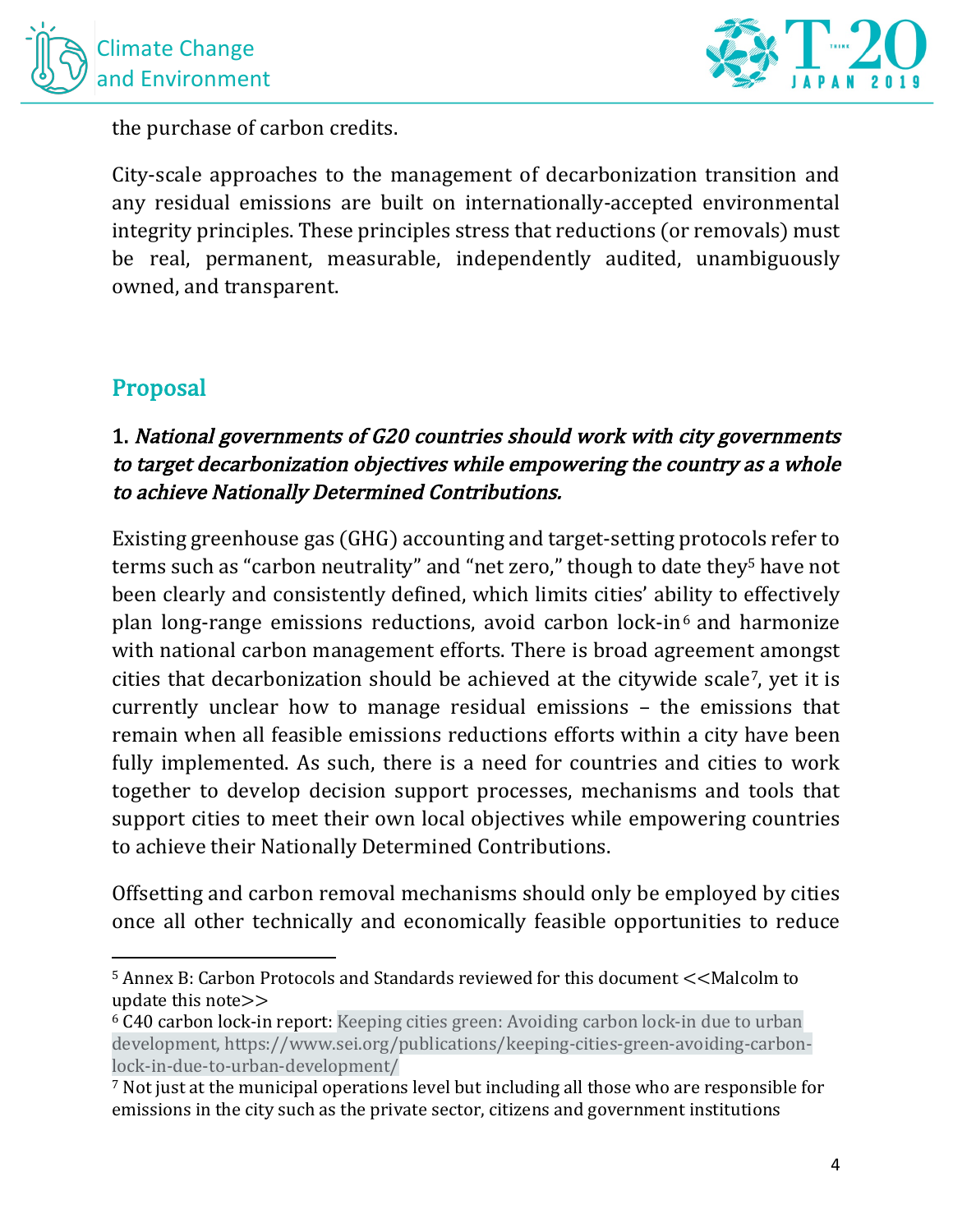the purchase of carbon credits.

City-scale approaches to the management of decarbonization transition and any residual emissions are built on internationally-accepted environmental integrity principles. These principles stress that reductions (or removals) must be real, permanent, measurable, independently audited, unambiguously owned, and transparent.

## Proposal

### 1. *National governments of G20 countries should work with city governments to target decarbonization objectives while empowering the country as a whole to achieve Nationally Determined Contributions.*

Existing greenhouse gas (GHG) accounting and target-setting protocols refer to terms such as "carbon neutrality" and "net zero," though to date they[5] have not been clearly and consistently defined, which limits cities' ability to effectively plan long-range emissions reductions, avoid carbon lock-in[6] and harmonize with national carbon management efforts. There is broad agreement amongst cities that decarbonization should be achieved at the citywide scale[7], yet it is currently unclear how to manage residual emissions – the emissions that remain when all feasible emissions reductions efforts within a city have been fully implemented. As such, there is a need for countries and cities to work together to develop decision support processes, mechanisms and tools that support cities to meet their own local objectives while empowering countries to achieve their Nationally Determined Contributions.

Offsetting and carbon removal mechanisms should only be employed by cities once all other technically and economically feasible opportunities to reduce

---

[5] Annex B: Carbon Protocols and Standards reviewed for this document <<Malcolm to update this note>>

[6] C40 carbon lock-in report: Keeping cities green: Avoiding carbon lock-in due to urban development, https://www.sei.org/publications/keeping-cities-green-avoiding-carbon-lock-in-due-to-urban-development/

[7] Not just at the municipal operations level but including all those who are responsible for emissions in the city such as the private sector, citizens and government institutions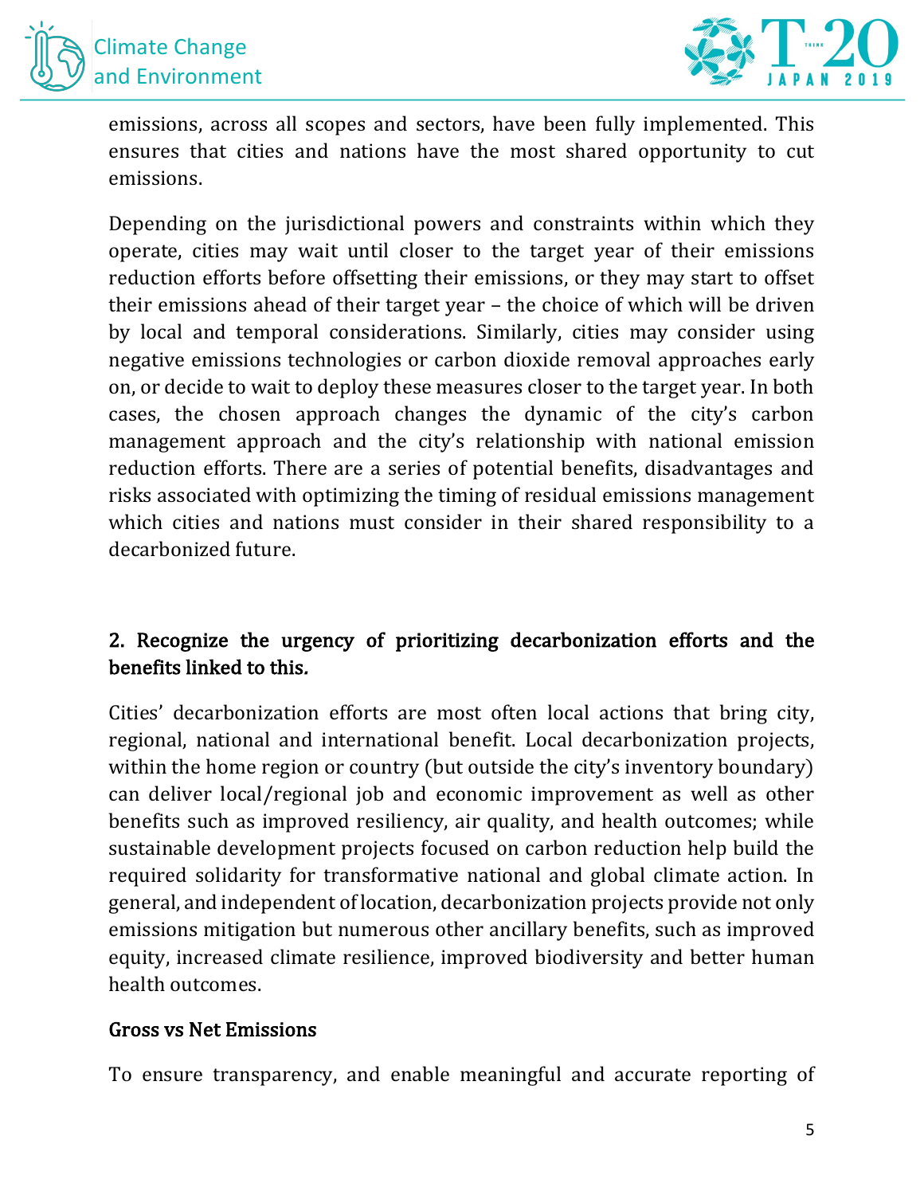emissions, across all scopes and sectors, have been fully implemented. This ensures that cities and nations have the most shared opportunity to cut emissions.

Depending on the jurisdictional powers and constraints within which they operate, cities may wait until closer to the target year of their emissions reduction efforts before offsetting their emissions, or they may start to offset their emissions ahead of their target year – the choice of which will be driven by local and temporal considerations. Similarly, cities may consider using negative emissions technologies or carbon dioxide removal approaches early on, or decide to wait to deploy these measures closer to the target year. In both cases, the chosen approach changes the dynamic of the city's carbon management approach and the city's relationship with national emission reduction efforts. There are a series of potential benefits, disadvantages and risks associated with optimizing the timing of residual emissions management which cities and nations must consider in their shared responsibility to a decarbonized future.

**2. Recognize the urgency of prioritizing decarbonization efforts and the benefits linked to this.**

Cities' decarbonization efforts are most often local actions that bring city, regional, national and international benefit. Local decarbonization projects, within the home region or country (but outside the city's inventory boundary) can deliver local/regional job and economic improvement as well as other benefits such as improved resiliency, air quality, and health outcomes; while sustainable development projects focused on carbon reduction help build the required solidarity for transformative national and global climate action. In general, and independent of location, decarbonization projects provide not only emissions mitigation but numerous other ancillary benefits, such as improved equity, increased climate resilience, improved biodiversity and better human health outcomes.

**Gross vs Net Emissions**

To ensure transparency, and enable meaningful and accurate reporting of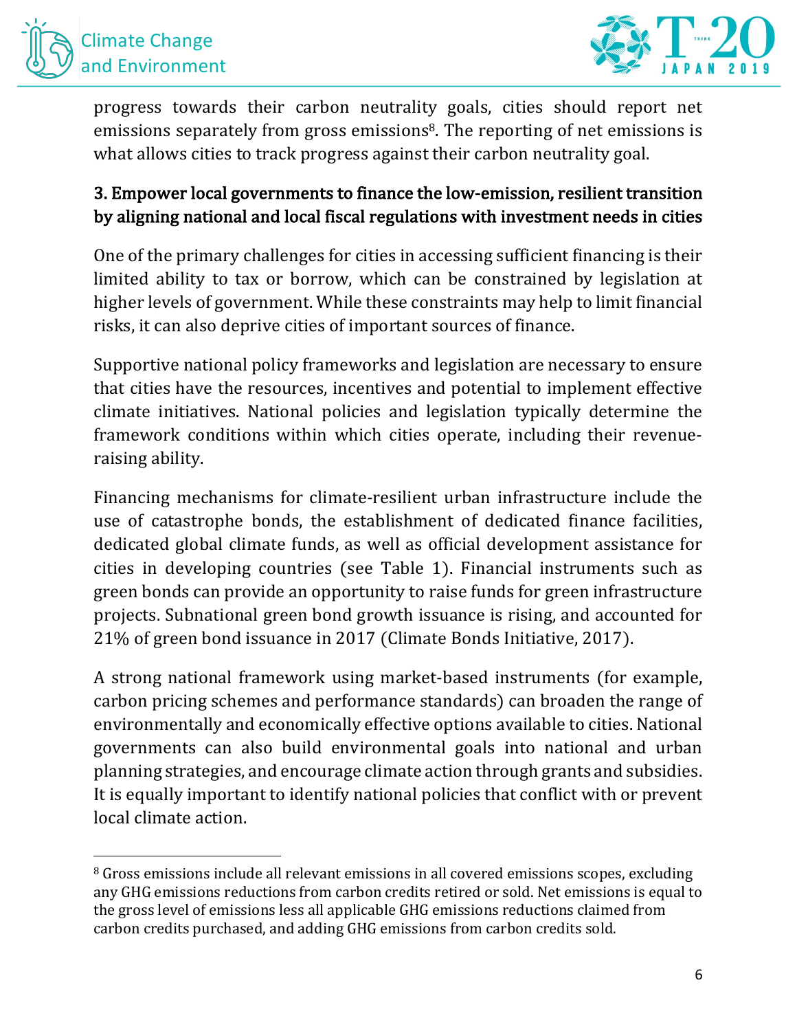progress towards their carbon neutrality goals, cities should report net emissions separately from gross emissions[8]. The reporting of net emissions is what allows cities to track progress against their carbon neutrality goal.

### 3. Empower local governments to finance the low-emission, resilient transition by aligning national and local fiscal regulations with investment needs in cities

One of the primary challenges for cities in accessing sufficient financing is their limited ability to tax or borrow, which can be constrained by legislation at higher levels of government. While these constraints may help to limit financial risks, it can also deprive cities of important sources of finance.

Supportive national policy frameworks and legislation are necessary to ensure that cities have the resources, incentives and potential to implement effective climate initiatives. National policies and legislation typically determine the framework conditions within which cities operate, including their revenue-raising ability.

Financing mechanisms for climate-resilient urban infrastructure include the use of catastrophe bonds, the establishment of dedicated finance facilities, dedicated global climate funds, as well as official development assistance for cities in developing countries (see Table 1). Financial instruments such as green bonds can provide an opportunity to raise funds for green infrastructure projects. Subnational green bond growth issuance is rising, and accounted for 21% of green bond issuance in 2017 (Climate Bonds Initiative, 2017).

A strong national framework using market-based instruments (for example, carbon pricing schemes and performance standards) can broaden the range of environmentally and economically effective options available to cities. National governments can also build environmental goals into national and urban planning strategies, and encourage climate action through grants and subsidies. It is equally important to identify national policies that conflict with or prevent local climate action.

---

[8] Gross emissions include all relevant emissions in all covered emissions scopes, excluding any GHG emissions reductions from carbon credits retired or sold. Net emissions is equal to the gross level of emissions less all applicable GHG emissions reductions claimed from carbon credits purchased, and adding GHG emissions from carbon credits sold.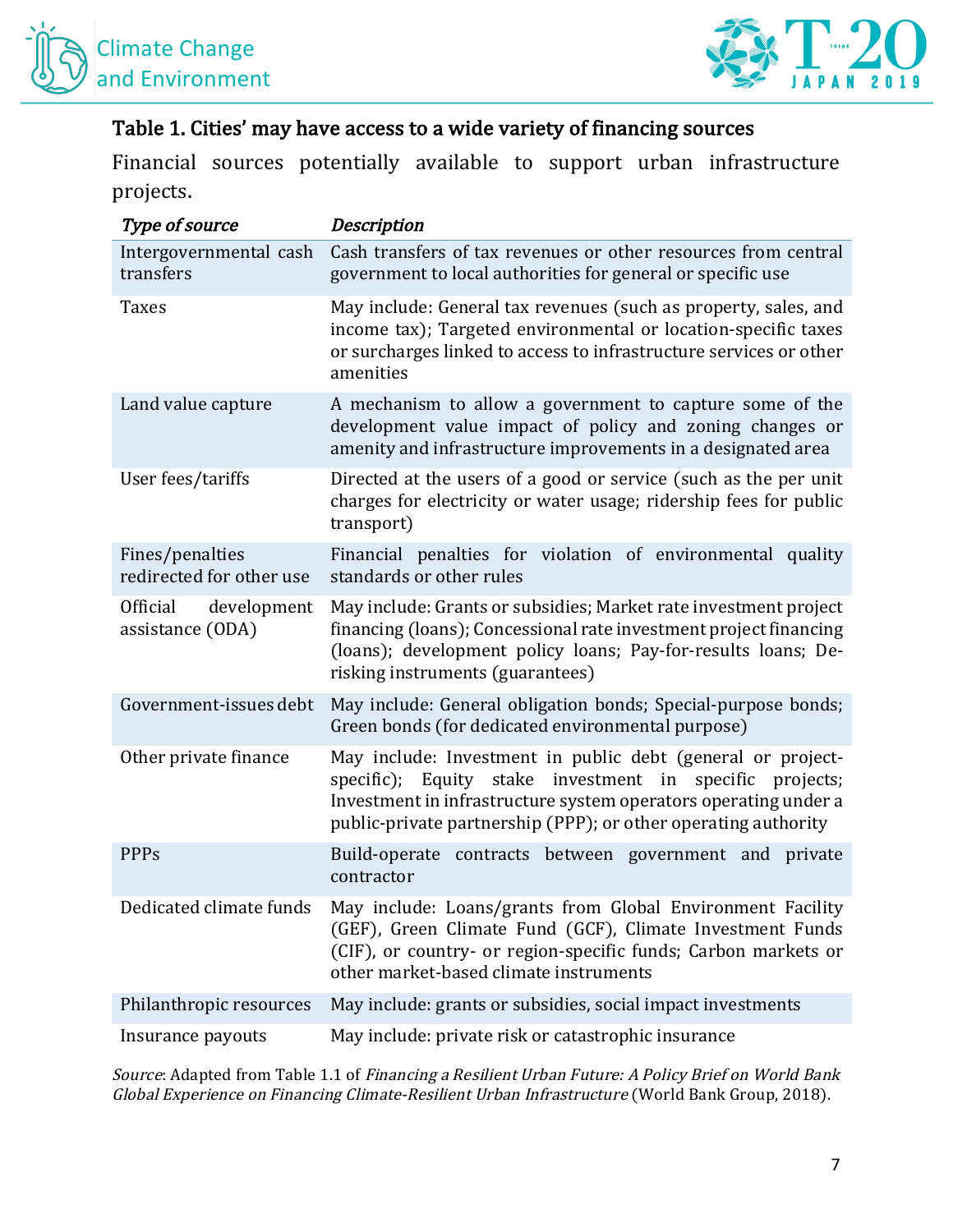### Table 1. Cities' may have access to a wide variety of financing sources

Financial sources potentially available to support urban infrastructure projects.

| *Type of source* | *Description* |
| --- | --- |
| Intergovernmental cash transfers | Cash transfers of tax revenues or other resources from central government to local authorities for general or specific use |
| Taxes | May include: General tax revenues (such as property, sales, and income tax); Targeted environmental or location-specific taxes or surcharges linked to access to infrastructure services or other amenities |
| Land value capture | A mechanism to allow a government to capture some of the development value impact of policy and zoning changes or amenity and infrastructure improvements in a designated area |
| User fees/tariffs | Directed at the users of a good or service (such as the per unit charges for electricity or water usage; ridership fees for public transport) |
| Fines/penalties redirected for other use | Financial penalties for violation of environmental quality standards or other rules |
| Official development assistance (ODA) | May include: Grants or subsidies; Market rate investment project financing (loans); Concessional rate investment project financing (loans); development policy loans; Pay-for-results loans; De-risking instruments (guarantees) |
| Government-issues debt | May include: General obligation bonds; Special-purpose bonds; Green bonds (for dedicated environmental purpose) |
| Other private finance | May include: Investment in public debt (general or project-specific); Equity stake investment in specific projects; Investment in infrastructure system operators operating under a public-private partnership (PPP); or other operating authority |
| PPPs | Build-operate contracts between government and private contractor |
| Dedicated climate funds | May include: Loans/grants from Global Environment Facility (GEF), Green Climate Fund (GCF), Climate Investment Funds (CIF), or country- or region-specific funds; Carbon markets or other market-based climate instruments |
| Philanthropic resources | May include: grants or subsidies, social impact investments |
| Insurance payouts | May include: private risk or catastrophic insurance |

*Source*: Adapted from Table 1.1 of *Financing a Resilient Urban Future: A Policy Brief on World Bank Global Experience on Financing Climate-Resilient Urban Infrastructure* (World Bank Group, 2018).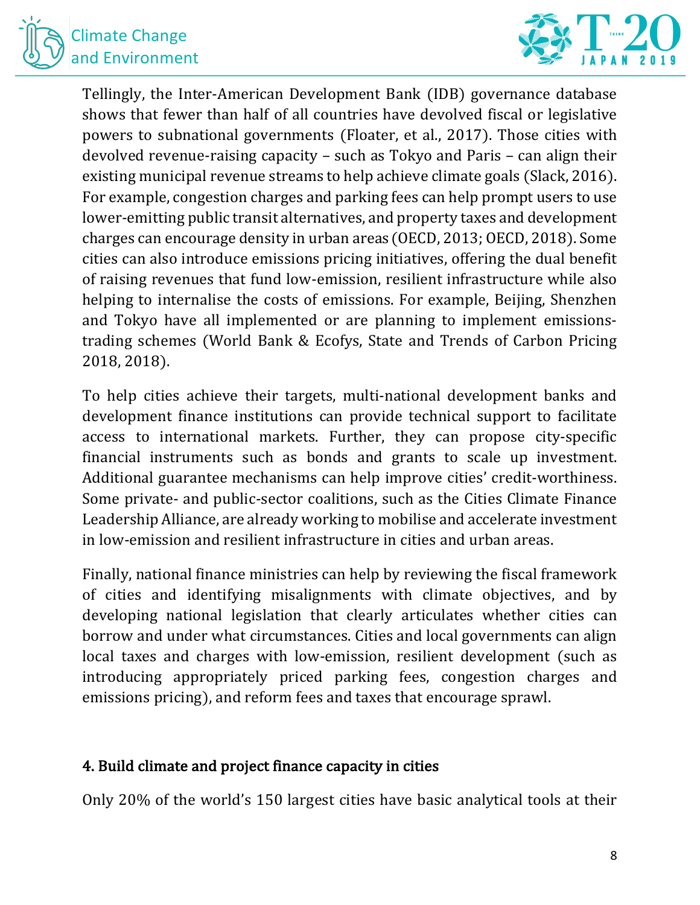Tellingly, the Inter-American Development Bank (IDB) governance database shows that fewer than half of all countries have devolved fiscal or legislative powers to subnational governments (Floater, et al., 2017). Those cities with devolved revenue-raising capacity – such as Tokyo and Paris – can align their existing municipal revenue streams to help achieve climate goals (Slack, 2016). For example, congestion charges and parking fees can help prompt users to use lower-emitting public transit alternatives, and property taxes and development charges can encourage density in urban areas (OECD, 2013; OECD, 2018). Some cities can also introduce emissions pricing initiatives, offering the dual benefit of raising revenues that fund low-emission, resilient infrastructure while also helping to internalise the costs of emissions. For example, Beijing, Shenzhen and Tokyo have all implemented or are planning to implement emissions-trading schemes (World Bank & Ecofys, State and Trends of Carbon Pricing 2018, 2018).

To help cities achieve their targets, multi-national development banks and development finance institutions can provide technical support to facilitate access to international markets. Further, they can propose city-specific financial instruments such as bonds and grants to scale up investment. Additional guarantee mechanisms can help improve cities' credit-worthiness. Some private- and public-sector coalitions, such as the Cities Climate Finance Leadership Alliance, are already working to mobilise and accelerate investment in low-emission and resilient infrastructure in cities and urban areas.

Finally, national finance ministries can help by reviewing the fiscal framework of cities and identifying misalignments with climate objectives, and by developing national legislation that clearly articulates whether cities can borrow and under what circumstances. Cities and local governments can align local taxes and charges with low-emission, resilient development (such as introducing appropriately priced parking fees, congestion charges and emissions pricing), and reform fees and taxes that encourage sprawl.

#### 4. Build climate and project finance capacity in cities

Only 20% of the world's 150 largest cities have basic analytical tools at their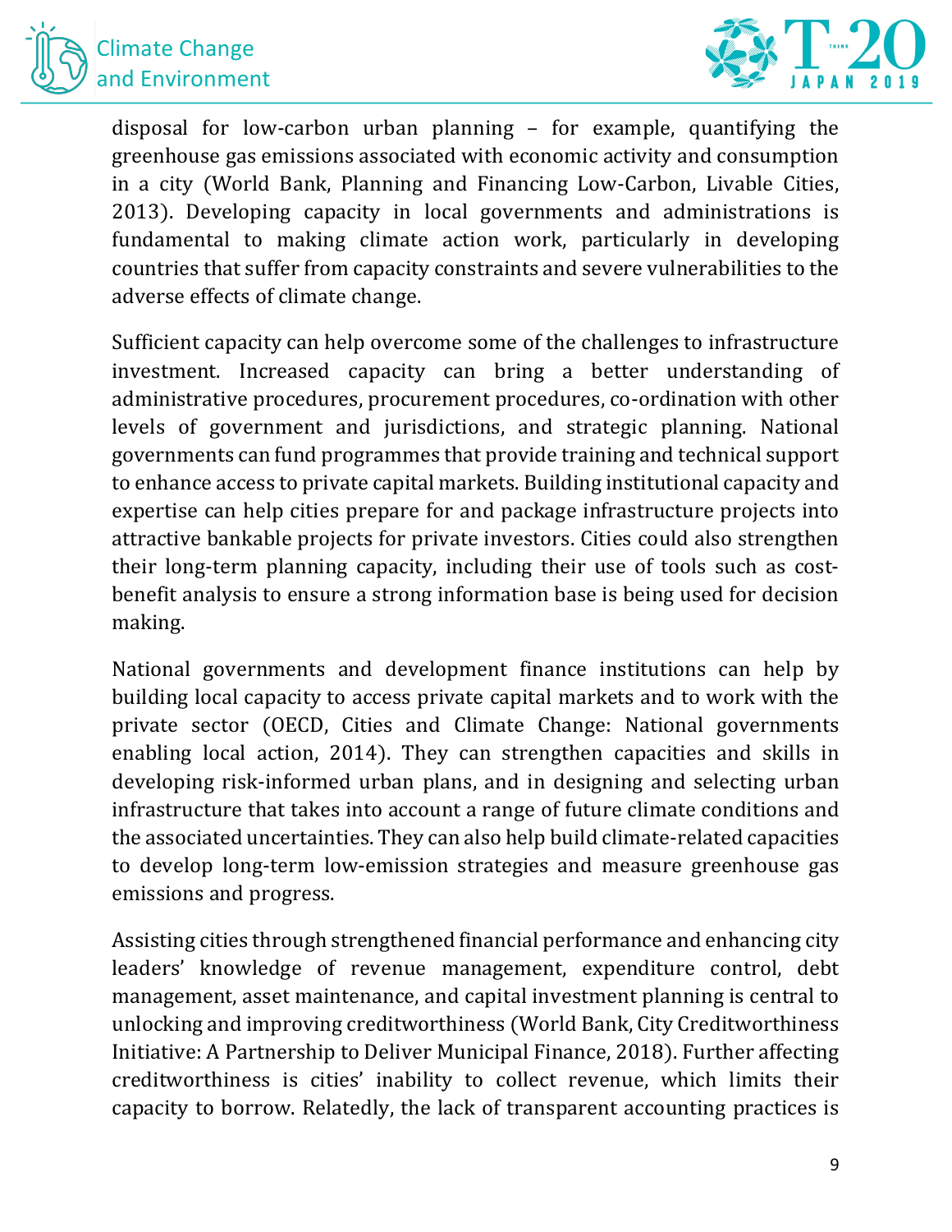disposal for low-carbon urban planning – for example, quantifying the greenhouse gas emissions associated with economic activity and consumption in a city (World Bank, Planning and Financing Low-Carbon, Livable Cities, 2013). Developing capacity in local governments and administrations is fundamental to making climate action work, particularly in developing countries that suffer from capacity constraints and severe vulnerabilities to the adverse effects of climate change.

Sufficient capacity can help overcome some of the challenges to infrastructure investment. Increased capacity can bring a better understanding of administrative procedures, procurement procedures, co-ordination with other levels of government and jurisdictions, and strategic planning. National governments can fund programmes that provide training and technical support to enhance access to private capital markets. Building institutional capacity and expertise can help cities prepare for and package infrastructure projects into attractive bankable projects for private investors. Cities could also strengthen their long-term planning capacity, including their use of tools such as cost-benefit analysis to ensure a strong information base is being used for decision making.

National governments and development finance institutions can help by building local capacity to access private capital markets and to work with the private sector (OECD, Cities and Climate Change: National governments enabling local action, 2014). They can strengthen capacities and skills in developing risk-informed urban plans, and in designing and selecting urban infrastructure that takes into account a range of future climate conditions and the associated uncertainties. They can also help build climate-related capacities to develop long-term low-emission strategies and measure greenhouse gas emissions and progress.

Assisting cities through strengthened financial performance and enhancing city leaders' knowledge of revenue management, expenditure control, debt management, asset maintenance, and capital investment planning is central to unlocking and improving creditworthiness (World Bank, City Creditworthiness Initiative: A Partnership to Deliver Municipal Finance, 2018). Further affecting creditworthiness is cities' inability to collect revenue, which limits their capacity to borrow. Relatedly, the lack of transparent accounting practices is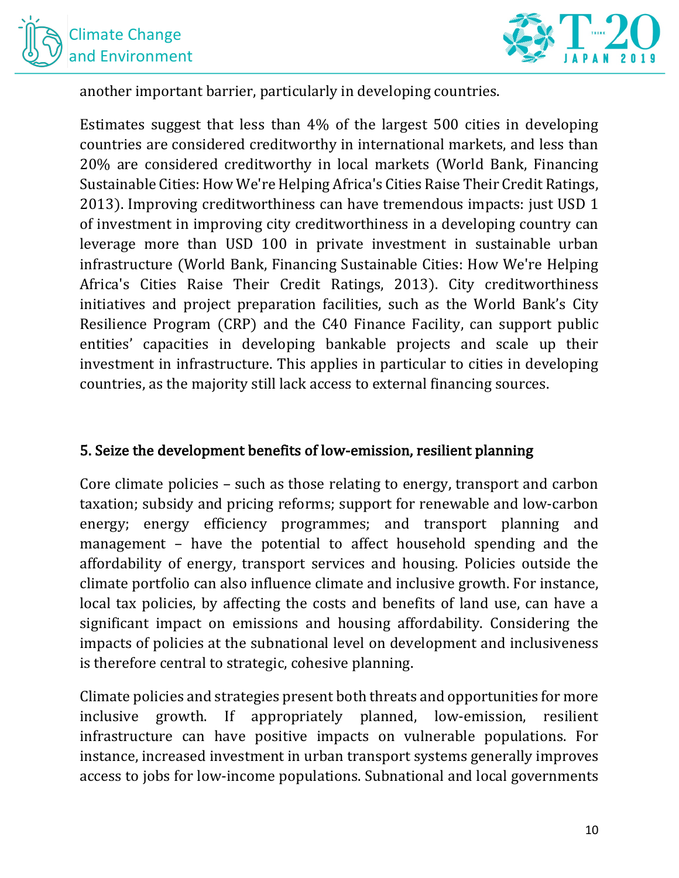another important barrier, particularly in developing countries.

Estimates suggest that less than 4% of the largest 500 cities in developing countries are considered creditworthy in international markets, and less than 20% are considered creditworthy in local markets (World Bank, Financing Sustainable Cities: How We're Helping Africa's Cities Raise Their Credit Ratings, 2013). Improving creditworthiness can have tremendous impacts: just USD 1 of investment in improving city creditworthiness in a developing country can leverage more than USD 100 in private investment in sustainable urban infrastructure (World Bank, Financing Sustainable Cities: How We're Helping Africa's Cities Raise Their Credit Ratings, 2013). City creditworthiness initiatives and project preparation facilities, such as the World Bank's City Resilience Program (CRP) and the C40 Finance Facility, can support public entities' capacities in developing bankable projects and scale up their investment in infrastructure. This applies in particular to cities in developing countries, as the majority still lack access to external financing sources.

## 5. Seize the development benefits of low-emission, resilient planning

Core climate policies – such as those relating to energy, transport and carbon taxation; subsidy and pricing reforms; support for renewable and low-carbon energy; energy efficiency programmes; and transport planning and management – have the potential to affect household spending and the affordability of energy, transport services and housing. Policies outside the climate portfolio can also influence climate and inclusive growth. For instance, local tax policies, by affecting the costs and benefits of land use, can have a significant impact on emissions and housing affordability. Considering the impacts of policies at the subnational level on development and inclusiveness is therefore central to strategic, cohesive planning.

Climate policies and strategies present both threats and opportunities for more inclusive growth. If appropriately planned, low-emission, resilient infrastructure can have positive impacts on vulnerable populations. For instance, increased investment in urban transport systems generally improves access to jobs for low-income populations. Subnational and local governments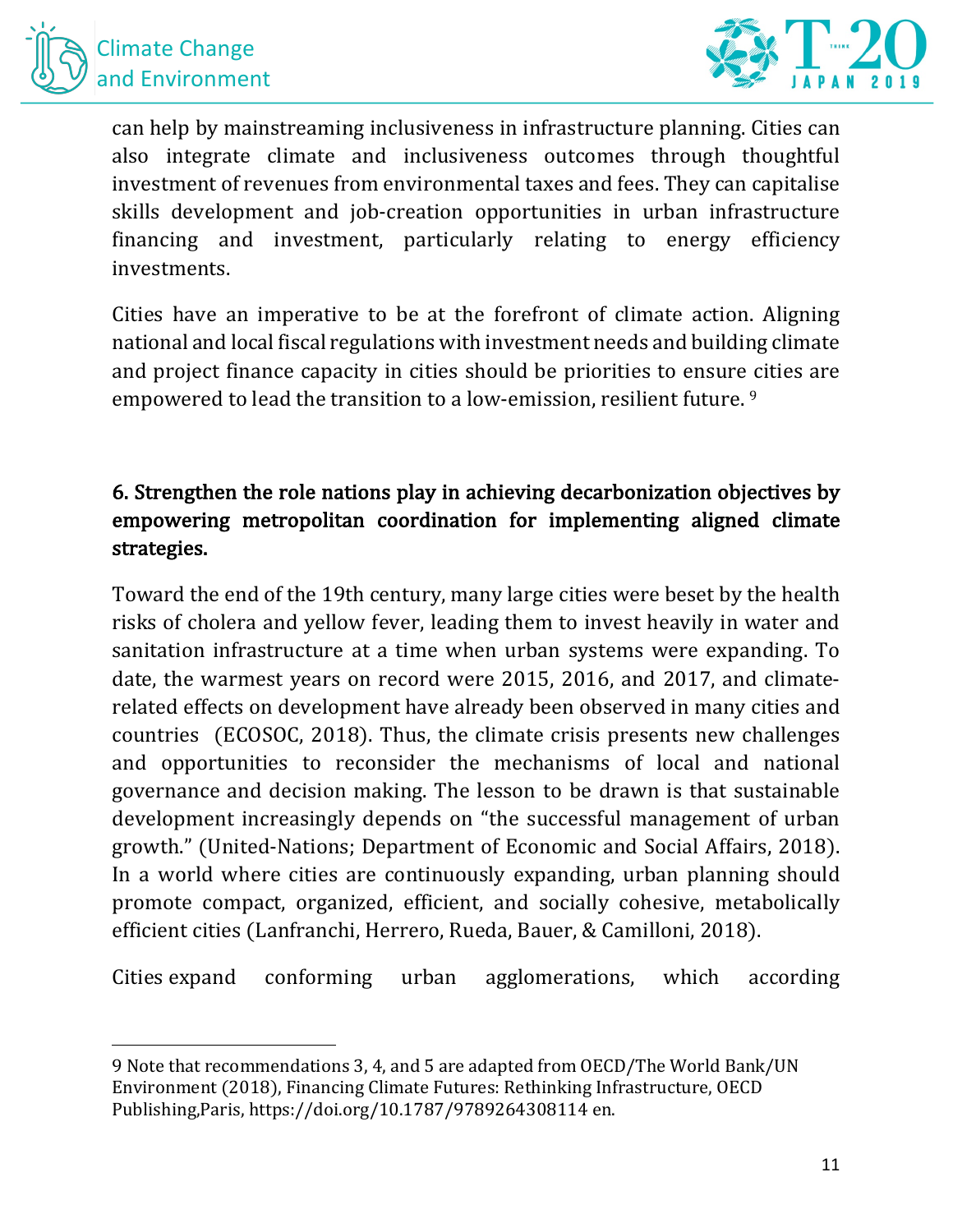can help by mainstreaming inclusiveness in infrastructure planning. Cities can also integrate climate and inclusiveness outcomes through thoughtful investment of revenues from environmental taxes and fees. They can capitalise skills development and job-creation opportunities in urban infrastructure financing and investment, particularly relating to energy efficiency investments.

Cities have an imperative to be at the forefront of climate action. Aligning national and local fiscal regulations with investment needs and building climate and project finance capacity in cities should be priorities to ensure cities are empowered to lead the transition to a low-emission, resilient future. [9]

### 6. Strengthen the role nations play in achieving decarbonization objectives by empowering metropolitan coordination for implementing aligned climate strategies.

Toward the end of the 19th century, many large cities were beset by the health risks of cholera and yellow fever, leading them to invest heavily in water and sanitation infrastructure at a time when urban systems were expanding. To date, the warmest years on record were 2015, 2016, and 2017, and climate-related effects on development have already been observed in many cities and countries (ECOSOC, 2018). Thus, the climate crisis presents new challenges and opportunities to reconsider the mechanisms of local and national governance and decision making. The lesson to be drawn is that sustainable development increasingly depends on "the successful management of urban growth." (United-Nations; Department of Economic and Social Affairs, 2018). In a world where cities are continuously expanding, urban planning should promote compact, organized, efficient, and socially cohesive, metabolically efficient cities (Lanfranchi, Herrero, Rueda, Bauer, & Camilloni, 2018).

Cities expand conforming urban agglomerations, which according

---

9 Note that recommendations 3, 4, and 5 are adapted from OECD/The World Bank/UN Environment (2018), Financing Climate Futures: Rethinking Infrastructure, OECD Publishing,Paris, https://doi.org/10.1787/9789264308114 en.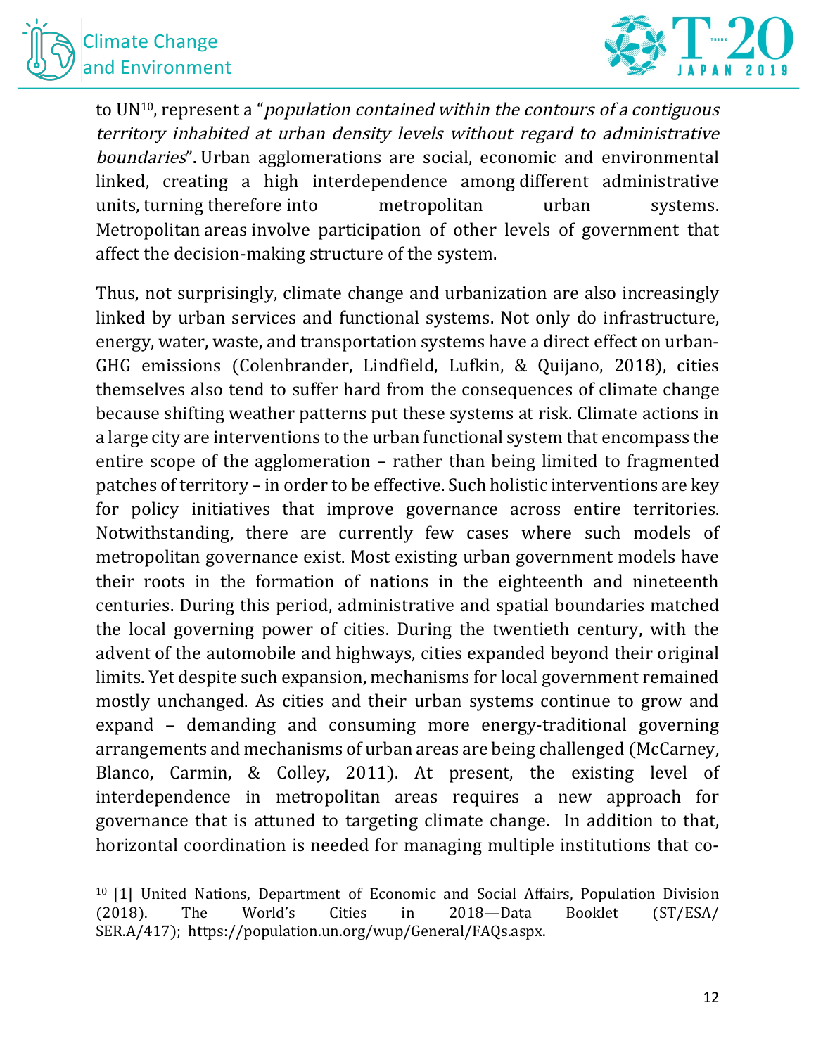to UN[10], represent a "*population contained within the contours of a contiguous territory inhabited at urban density levels without regard to administrative boundaries*". Urban agglomerations are social, economic and environmental linked, creating a high interdependence among different administrative units, turning therefore into metropolitan urban systems. Metropolitan areas involve participation of other levels of government that affect the decision-making structure of the system.

Thus, not surprisingly, climate change and urbanization are also increasingly linked by urban services and functional systems. Not only do infrastructure, energy, water, waste, and transportation systems have a direct effect on urban-GHG emissions (Colenbrander, Lindfield, Lufkin, & Quijano, 2018), cities themselves also tend to suffer hard from the consequences of climate change because shifting weather patterns put these systems at risk. Climate actions in a large city are interventions to the urban functional system that encompass the entire scope of the agglomeration – rather than being limited to fragmented patches of territory – in order to be effective. Such holistic interventions are key for policy initiatives that improve governance across entire territories. Notwithstanding, there are currently few cases where such models of metropolitan governance exist. Most existing urban government models have their roots in the formation of nations in the eighteenth and nineteenth centuries. During this period, administrative and spatial boundaries matched the local governing power of cities. During the twentieth century, with the advent of the automobile and highways, cities expanded beyond their original limits. Yet despite such expansion, mechanisms for local government remained mostly unchanged. As cities and their urban systems continue to grow and expand – demanding and consuming more energy-traditional governing arrangements and mechanisms of urban areas are being challenged (McCarney, Blanco, Carmin, & Colley, 2011). At present, the existing level of interdependence in metropolitan areas requires a new approach for governance that is attuned to targeting climate change. In addition to that, horizontal coordination is needed for managing multiple institutions that co-

---

[10] [1] United Nations, Department of Economic and Social Affairs, Population Division (2018). The World's Cities in 2018—Data Booklet (ST/ESA/SER.A/417); https://population.un.org/wup/General/FAQs.aspx.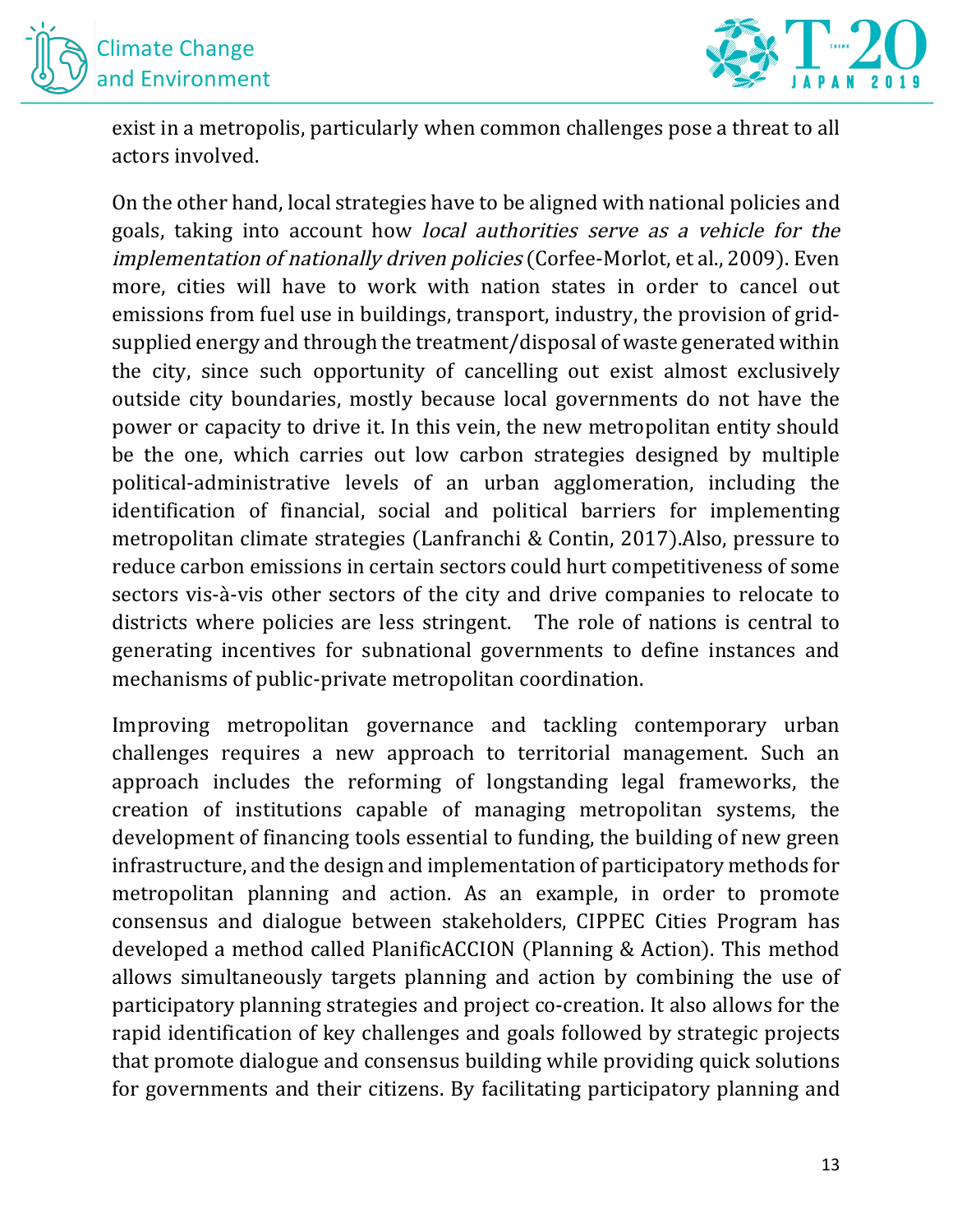exist in a metropolis, particularly when common challenges pose a threat to all actors involved.

On the other hand, local strategies have to be aligned with national policies and goals, taking into account how *local authorities serve as a vehicle for the implementation of nationally driven policies* (Corfee-Morlot, et al., 2009). Even more, cities will have to work with nation states in order to cancel out emissions from fuel use in buildings, transport, industry, the provision of grid-supplied energy and through the treatment/disposal of waste generated within the city, since such opportunity of cancelling out exist almost exclusively outside city boundaries, mostly because local governments do not have the power or capacity to drive it. In this vein, the new metropolitan entity should be the one, which carries out low carbon strategies designed by multiple political-administrative levels of an urban agglomeration, including the identification of financial, social and political barriers for implementing metropolitan climate strategies (Lanfranchi & Contin, 2017).Also, pressure to reduce carbon emissions in certain sectors could hurt competitiveness of some sectors vis-à-vis other sectors of the city and drive companies to relocate to districts where policies are less stringent. The role of nations is central to generating incentives for subnational governments to define instances and mechanisms of public-private metropolitan coordination.

Improving metropolitan governance and tackling contemporary urban challenges requires a new approach to territorial management. Such an approach includes the reforming of longstanding legal frameworks, the creation of institutions capable of managing metropolitan systems, the development of financing tools essential to funding, the building of new green infrastructure, and the design and implementation of participatory methods for metropolitan planning and action. As an example, in order to promote consensus and dialogue between stakeholders, CIPPEC Cities Program has developed a method called PlanificACCION (Planning & Action). This method allows simultaneously targets planning and action by combining the use of participatory planning strategies and project co-creation. It also allows for the rapid identification of key challenges and goals followed by strategic projects that promote dialogue and consensus building while providing quick solutions for governments and their citizens. By facilitating participatory planning and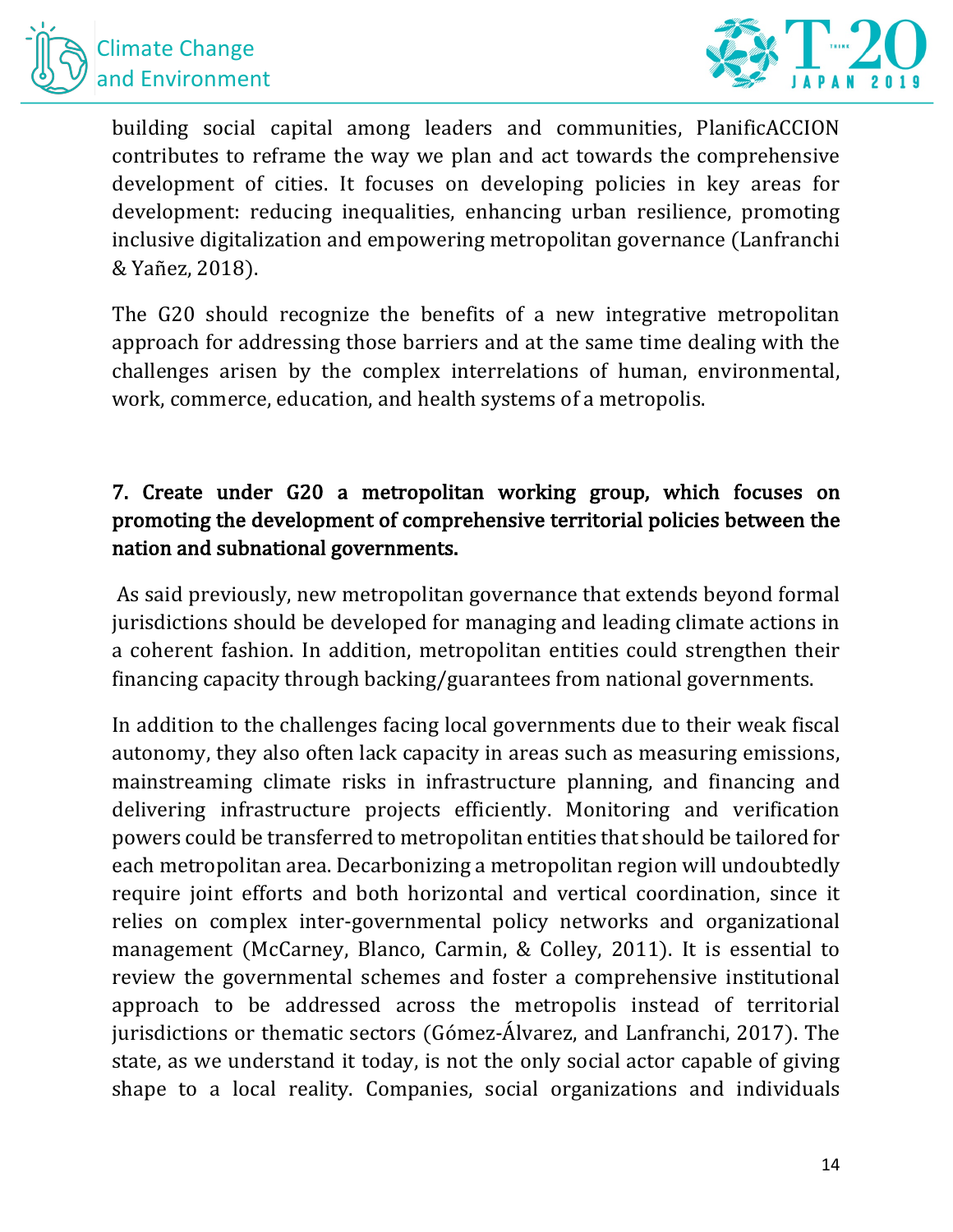building social capital among leaders and communities, PlanificACCION contributes to reframe the way we plan and act towards the comprehensive development of cities. It focuses on developing policies in key areas for development: reducing inequalities, enhancing urban resilience, promoting inclusive digitalization and empowering metropolitan governance (Lanfranchi & Yañez, 2018).

The G20 should recognize the benefits of a new integrative metropolitan approach for addressing those barriers and at the same time dealing with the challenges arisen by the complex interrelations of human, environmental, work, commerce, education, and health systems of a metropolis.

**7. Create under G20 a metropolitan working group, which focuses on promoting the development of comprehensive territorial policies between the nation and subnational governments.**

As said previously, new metropolitan governance that extends beyond formal jurisdictions should be developed for managing and leading climate actions in a coherent fashion. In addition, metropolitan entities could strengthen their financing capacity through backing/guarantees from national governments.

In addition to the challenges facing local governments due to their weak fiscal autonomy, they also often lack capacity in areas such as measuring emissions, mainstreaming climate risks in infrastructure planning, and financing and delivering infrastructure projects efficiently. Monitoring and verification powers could be transferred to metropolitan entities that should be tailored for each metropolitan area. Decarbonizing a metropolitan region will undoubtedly require joint efforts and both horizontal and vertical coordination, since it relies on complex inter-governmental policy networks and organizational management (McCarney, Blanco, Carmin, & Colley, 2011). It is essential to review the governmental schemes and foster a comprehensive institutional approach to be addressed across the metropolis instead of territorial jurisdictions or thematic sectors (Gómez-Álvarez, and Lanfranchi, 2017). The state, as we understand it today, is not the only social actor capable of giving shape to a local reality. Companies, social organizations and individuals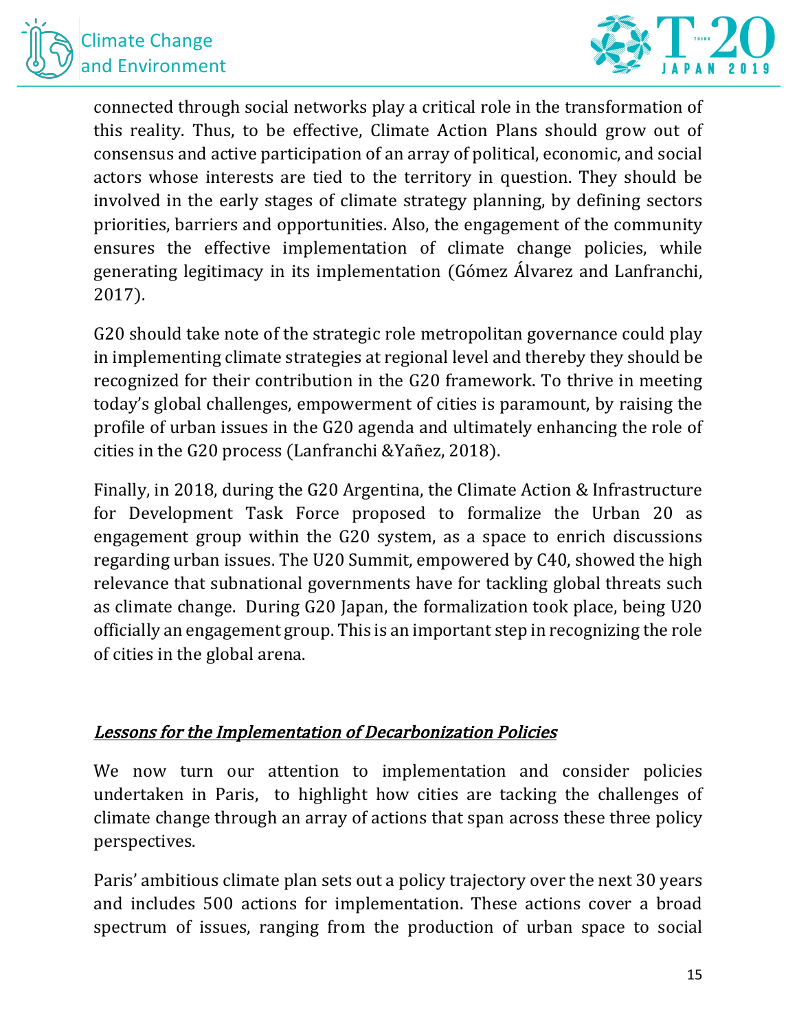connected through social networks play a critical role in the transformation of this reality. Thus, to be effective, Climate Action Plans should grow out of consensus and active participation of an array of political, economic, and social actors whose interests are tied to the territory in question. They should be involved in the early stages of climate strategy planning, by defining sectors priorities, barriers and opportunities. Also, the engagement of the community ensures the effective implementation of climate change policies, while generating legitimacy in its implementation (Gómez Álvarez and Lanfranchi, 2017).

G20 should take note of the strategic role metropolitan governance could play in implementing climate strategies at regional level and thereby they should be recognized for their contribution in the G20 framework. To thrive in meeting today's global challenges, empowerment of cities is paramount, by raising the profile of urban issues in the G20 agenda and ultimately enhancing the role of cities in the G20 process (Lanfranchi &Yañez, 2018).

Finally, in 2018, during the G20 Argentina, the Climate Action & Infrastructure for Development Task Force proposed to formalize the Urban 20 as engagement group within the G20 system, as a space to enrich discussions regarding urban issues. The U20 Summit, empowered by C40, showed the high relevance that subnational governments have for tackling global threats such as climate change. During G20 Japan, the formalization took place, being U20 officially an engagement group. This is an important step in recognizing the role of cities in the global arena.

## *Lessons for the Implementation of Decarbonization Policies*

We now turn our attention to implementation and consider policies undertaken in Paris, to highlight how cities are tacking the challenges of climate change through an array of actions that span across these three policy perspectives.

Paris' ambitious climate plan sets out a policy trajectory over the next 30 years and includes 500 actions for implementation. These actions cover a broad spectrum of issues, ranging from the production of urban space to social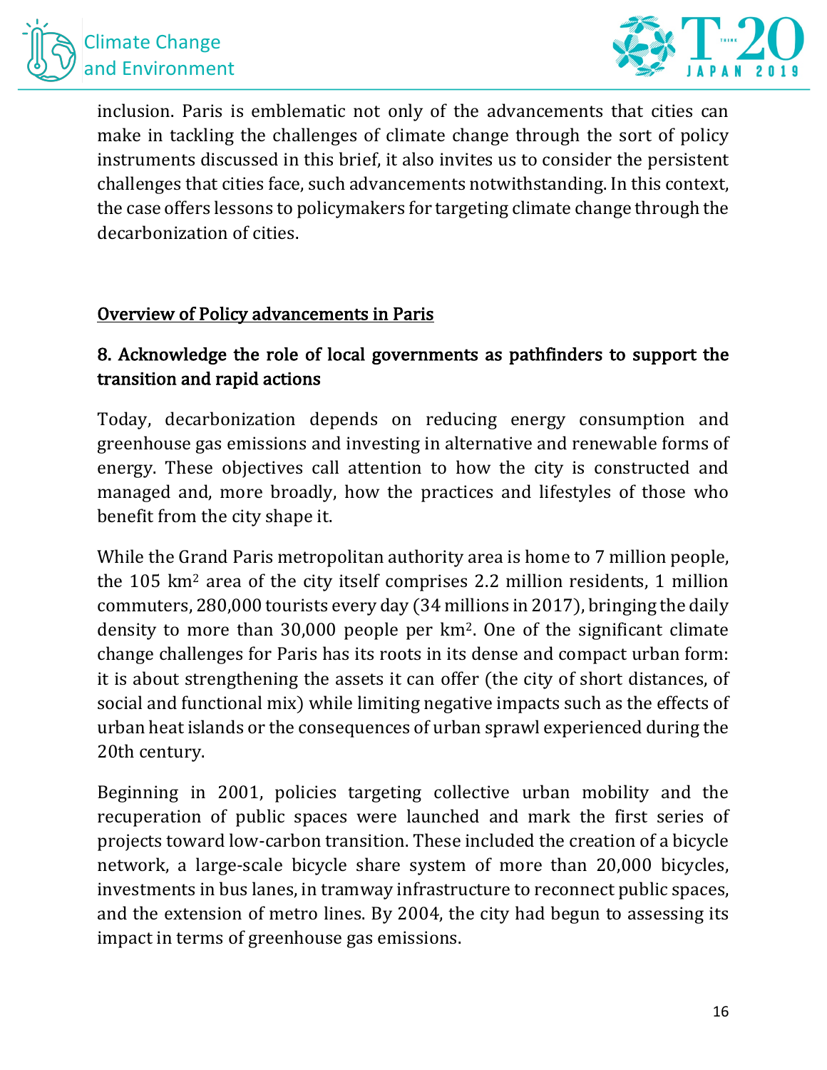inclusion. Paris is emblematic not only of the advancements that cities can make in tackling the challenges of climate change through the sort of policy instruments discussed in this brief, it also invites us to consider the persistent challenges that cities face, such advancements notwithstanding. In this context, the case offers lessons to policymakers for targeting climate change through the decarbonization of cities.

## Overview of Policy advancements in Paris

### 8. Acknowledge the role of local governments as pathfinders to support the transition and rapid actions

Today, decarbonization depends on reducing energy consumption and greenhouse gas emissions and investing in alternative and renewable forms of energy. These objectives call attention to how the city is constructed and managed and, more broadly, how the practices and lifestyles of those who benefit from the city shape it.

While the Grand Paris metropolitan authority area is home to 7 million people, the 105 km$^2$ area of the city itself comprises 2.2 million residents, 1 million commuters, 280,000 tourists every day (34 millions in 2017), bringing the daily density to more than 30,000 people per km$^2$. One of the significant climate change challenges for Paris has its roots in its dense and compact urban form: it is about strengthening the assets it can offer (the city of short distances, of social and functional mix) while limiting negative impacts such as the effects of urban heat islands or the consequences of urban sprawl experienced during the 20th century.

Beginning in 2001, policies targeting collective urban mobility and the recuperation of public spaces were launched and mark the first series of projects toward low-carbon transition. These included the creation of a bicycle network, a large-scale bicycle share system of more than 20,000 bicycles, investments in bus lanes, in tramway infrastructure to reconnect public spaces, and the extension of metro lines. By 2004, the city had begun to assessing its impact in terms of greenhouse gas emissions.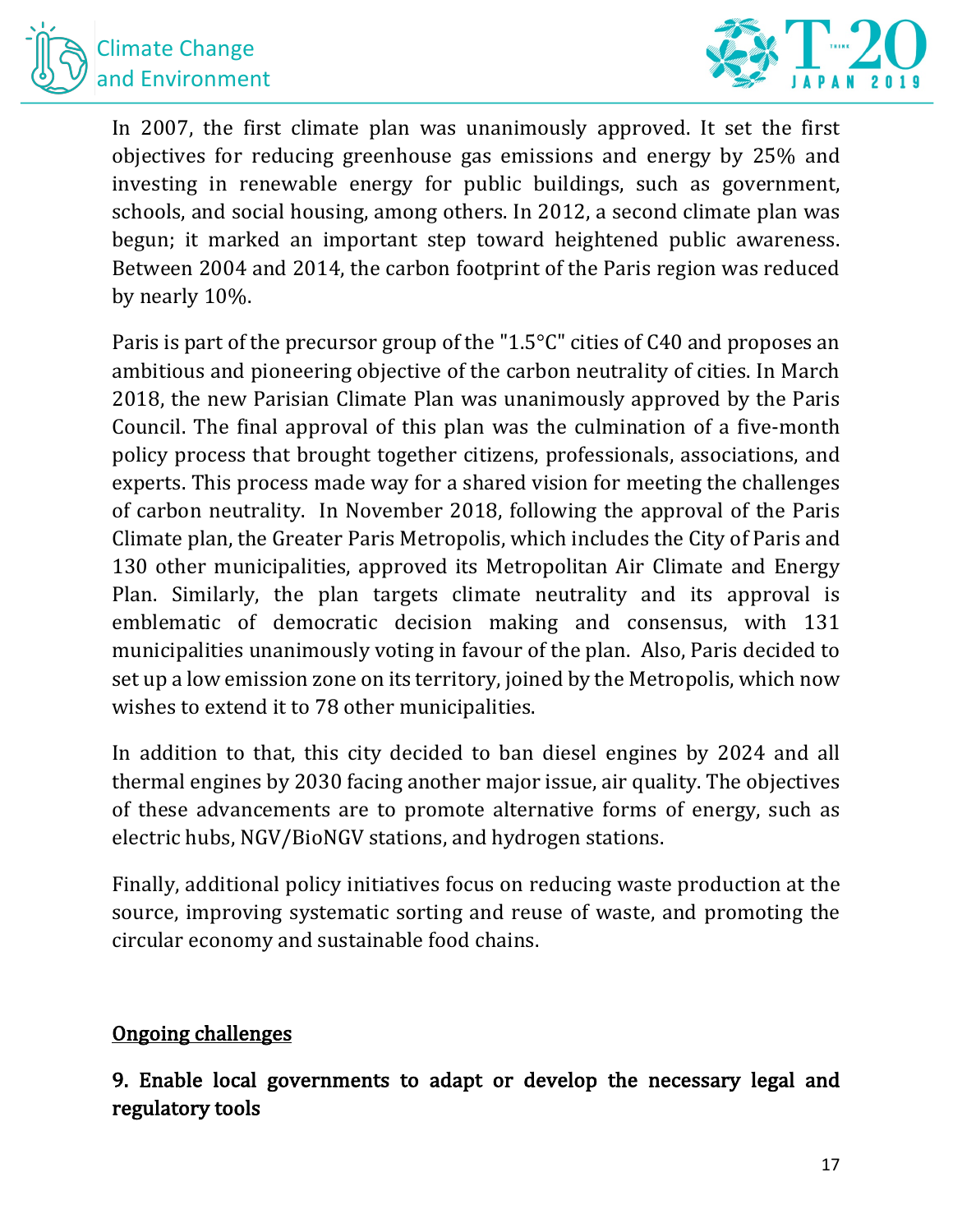In 2007, the first climate plan was unanimously approved. It set the first objectives for reducing greenhouse gas emissions and energy by 25% and investing in renewable energy for public buildings, such as government, schools, and social housing, among others. In 2012, a second climate plan was begun; it marked an important step toward heightened public awareness. Between 2004 and 2014, the carbon footprint of the Paris region was reduced by nearly 10%.

Paris is part of the precursor group of the "1.5°C" cities of C40 and proposes an ambitious and pioneering objective of the carbon neutrality of cities. In March 2018, the new Parisian Climate Plan was unanimously approved by the Paris Council. The final approval of this plan was the culmination of a five-month policy process that brought together citizens, professionals, associations, and experts. This process made way for a shared vision for meeting the challenges of carbon neutrality. In November 2018, following the approval of the Paris Climate plan, the Greater Paris Metropolis, which includes the City of Paris and 130 other municipalities, approved its Metropolitan Air Climate and Energy Plan. Similarly, the plan targets climate neutrality and its approval is emblematic of democratic decision making and consensus, with 131 municipalities unanimously voting in favour of the plan. Also, Paris decided to set up a low emission zone on its territory, joined by the Metropolis, which now wishes to extend it to 78 other municipalities.

In addition to that, this city decided to ban diesel engines by 2024 and all thermal engines by 2030 facing another major issue, air quality. The objectives of these advancements are to promote alternative forms of energy, such as electric hubs, NGV/BioNGV stations, and hydrogen stations.

Finally, additional policy initiatives focus on reducing waste production at the source, improving systematic sorting and reuse of waste, and promoting the circular economy and sustainable food chains.

## Ongoing challenges

### 9. Enable local governments to adapt or develop the necessary legal and regulatory tools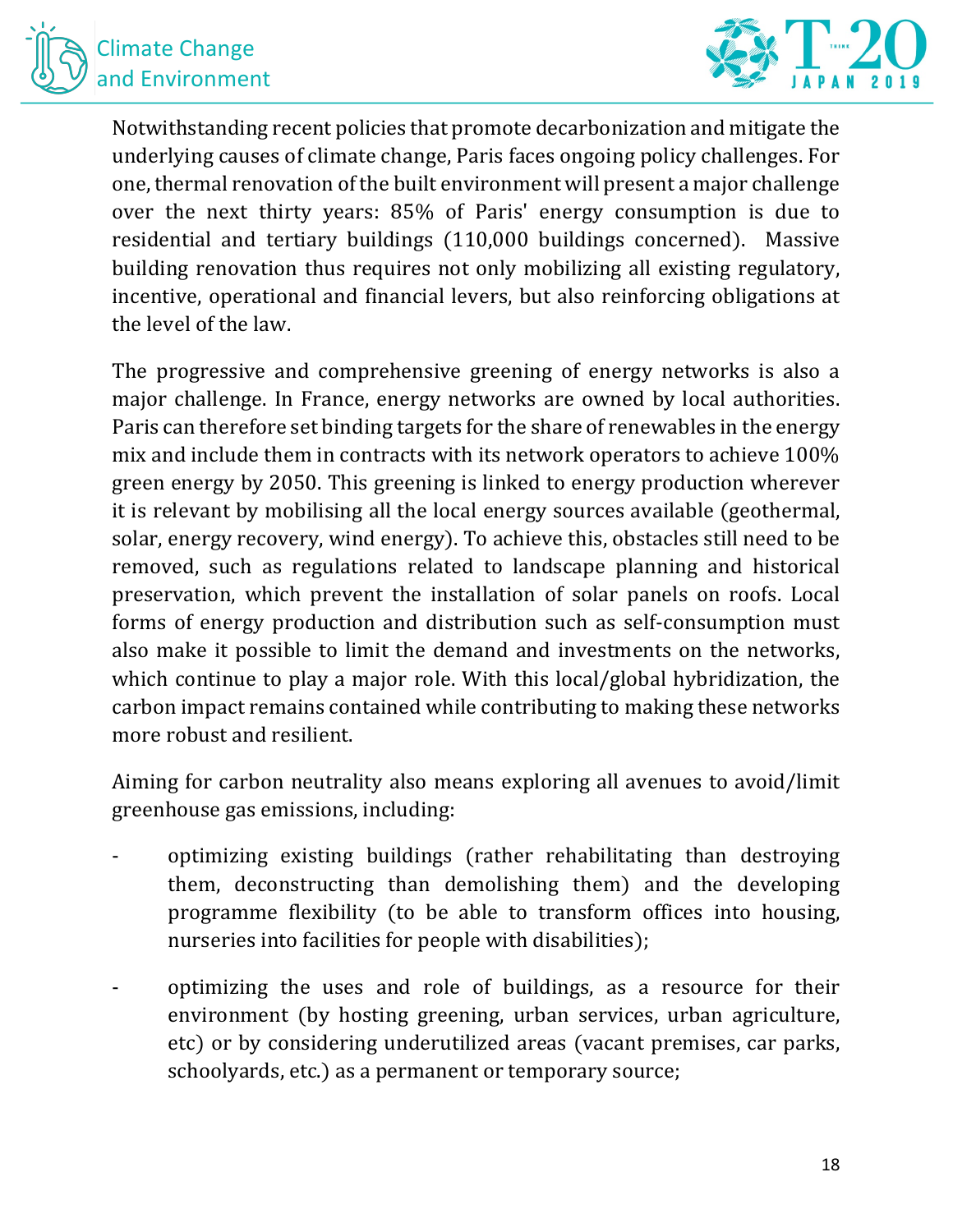Notwithstanding recent policies that promote decarbonization and mitigate the underlying causes of climate change, Paris faces ongoing policy challenges. For one, thermal renovation of the built environment will present a major challenge over the next thirty years: 85% of Paris' energy consumption is due to residential and tertiary buildings (110,000 buildings concerned). Massive building renovation thus requires not only mobilizing all existing regulatory, incentive, operational and financial levers, but also reinforcing obligations at the level of the law.

The progressive and comprehensive greening of energy networks is also a major challenge. In France, energy networks are owned by local authorities. Paris can therefore set binding targets for the share of renewables in the energy mix and include them in contracts with its network operators to achieve 100% green energy by 2050. This greening is linked to energy production wherever it is relevant by mobilising all the local energy sources available (geothermal, solar, energy recovery, wind energy). To achieve this, obstacles still need to be removed, such as regulations related to landscape planning and historical preservation, which prevent the installation of solar panels on roofs. Local forms of energy production and distribution such as self-consumption must also make it possible to limit the demand and investments on the networks, which continue to play a major role. With this local/global hybridization, the carbon impact remains contained while contributing to making these networks more robust and resilient.

Aiming for carbon neutrality also means exploring all avenues to avoid/limit greenhouse gas emissions, including:

- optimizing existing buildings (rather rehabilitating than destroying them, deconstructing than demolishing them) and the developing programme flexibility (to be able to transform offices into housing, nurseries into facilities for people with disabilities);
- optimizing the uses and role of buildings, as a resource for their environment (by hosting greening, urban services, urban agriculture, etc) or by considering underutilized areas (vacant premises, car parks, schoolyards, etc.) as a permanent or temporary source;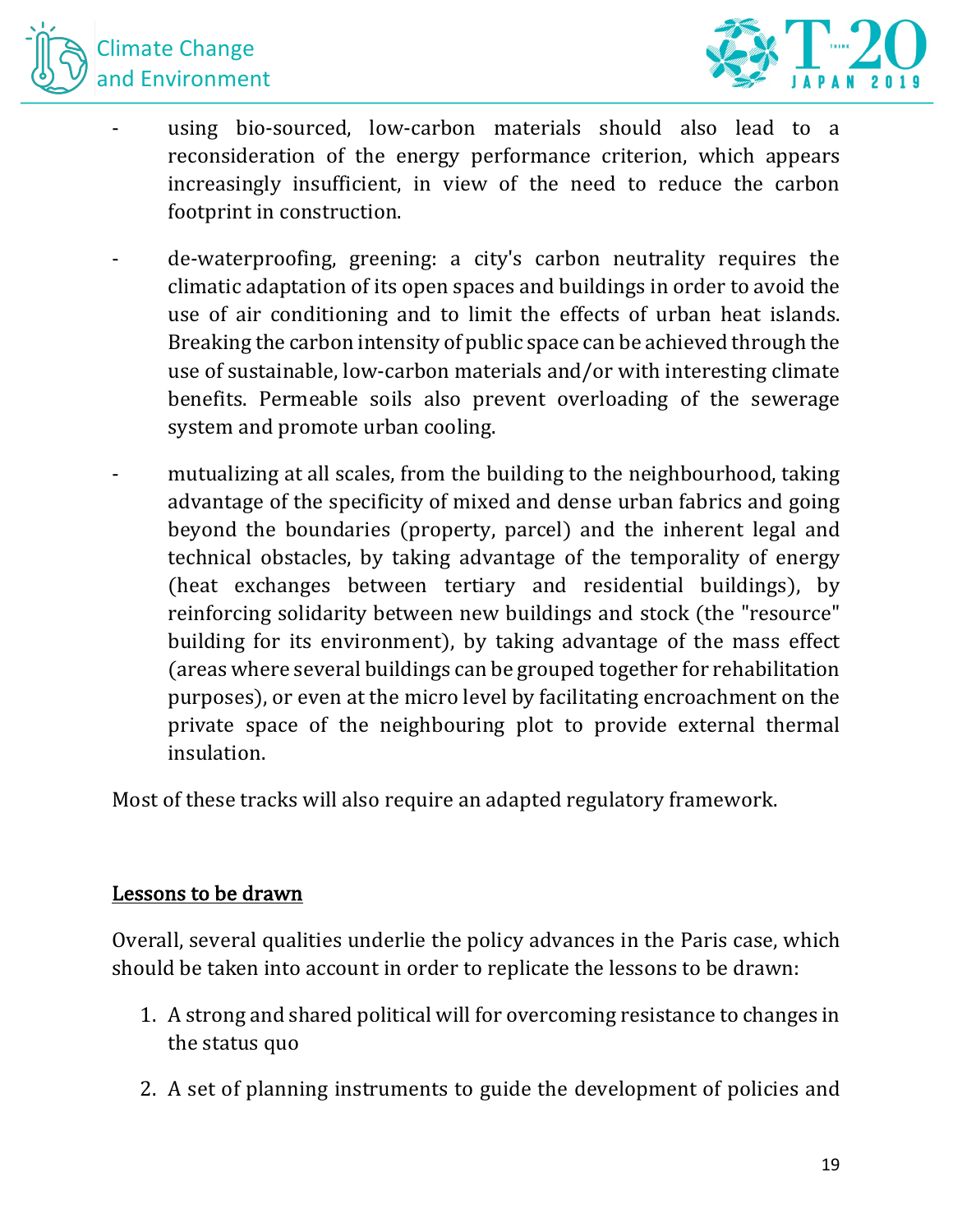- using bio-sourced, low-carbon materials should also lead to a reconsideration of the energy performance criterion, which appears increasingly insufficient, in view of the need to reduce the carbon footprint in construction.

- de-waterproofing, greening: a city's carbon neutrality requires the climatic adaptation of its open spaces and buildings in order to avoid the use of air conditioning and to limit the effects of urban heat islands. Breaking the carbon intensity of public space can be achieved through the use of sustainable, low-carbon materials and/or with interesting climate benefits. Permeable soils also prevent overloading of the sewerage system and promote urban cooling.

- mutualizing at all scales, from the building to the neighbourhood, taking advantage of the specificity of mixed and dense urban fabrics and going beyond the boundaries (property, parcel) and the inherent legal and technical obstacles, by taking advantage of the temporality of energy (heat exchanges between tertiary and residential buildings), by reinforcing solidarity between new buildings and stock (the "resource" building for its environment), by taking advantage of the mass effect (areas where several buildings can be grouped together for rehabilitation purposes), or even at the micro level by facilitating encroachment on the private space of the neighbouring plot to provide external thermal insulation.

Most of these tracks will also require an adapted regulatory framework.

<u>Lessons to be drawn</u>

Overall, several qualities underlie the policy advances in the Paris case, which should be taken into account in order to replicate the lessons to be drawn:

1. A strong and shared political will for overcoming resistance to changes in the status quo
2. A set of planning instruments to guide the development of policies and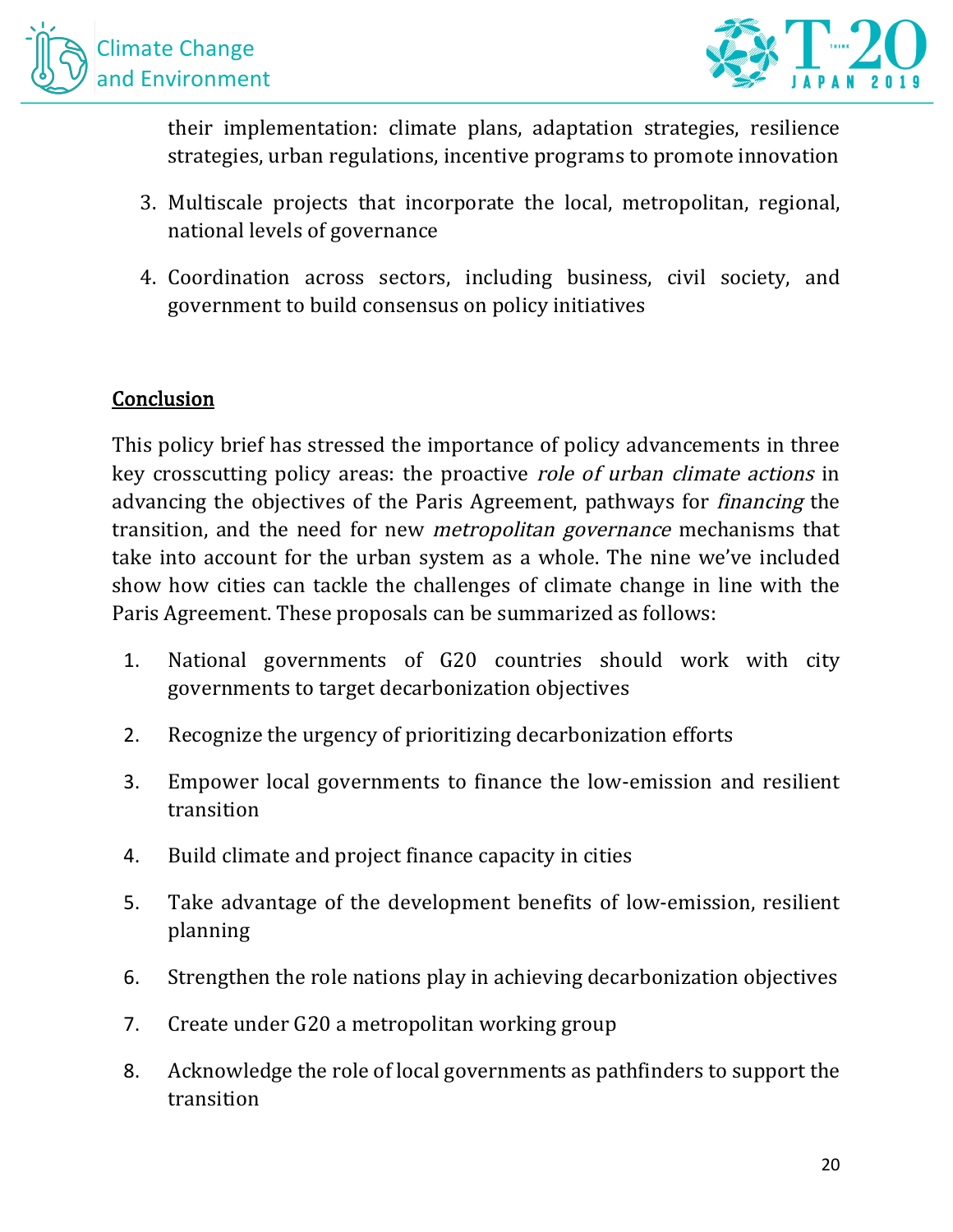their implementation: climate plans, adaptation strategies, resilience strategies, urban regulations, incentive programs to promote innovation

3. Multiscale projects that incorporate the local, metropolitan, regional, national levels of governance

4. Coordination across sectors, including business, civil society, and government to build consensus on policy initiatives

## Conclusion

This policy brief has stressed the importance of policy advancements in three key crosscutting policy areas: the proactive *role of urban climate actions* in advancing the objectives of the Paris Agreement, pathways for *financing* the transition, and the need for new *metropolitan governance* mechanisms that take into account for the urban system as a whole. The nine we've included show how cities can tackle the challenges of climate change in line with the Paris Agreement. These proposals can be summarized as follows:

1. National governments of G20 countries should work with city governments to target decarbonization objectives

2. Recognize the urgency of prioritizing decarbonization efforts

3. Empower local governments to finance the low-emission and resilient transition

4. Build climate and project finance capacity in cities

5. Take advantage of the development benefits of low-emission, resilient planning

6. Strengthen the role nations play in achieving decarbonization objectives

7. Create under G20 a metropolitan working group

8. Acknowledge the role of local governments as pathfinders to support the transition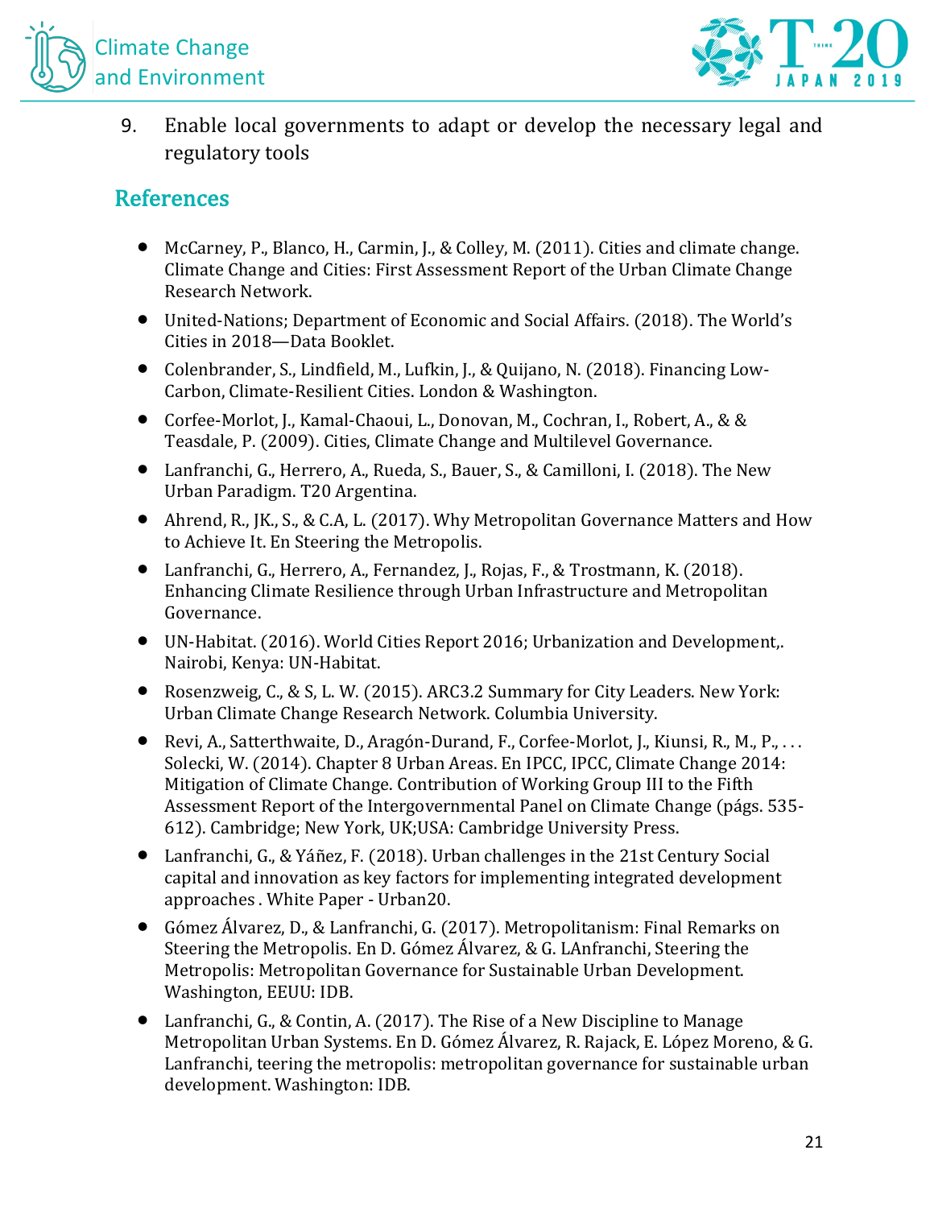9. Enable local governments to adapt or develop the necessary legal and regulatory tools

## References

- McCarney, P., Blanco, H., Carmin, J., & Colley, M. (2011). Cities and climate change. Climate Change and Cities: First Assessment Report of the Urban Climate Change Research Network.
- United-Nations; Department of Economic and Social Affairs. (2018). The World's Cities in 2018—Data Booklet.
- Colenbrander, S., Lindfield, M., Lufkin, J., & Quijano, N. (2018). Financing Low-Carbon, Climate-Resilient Cities. London & Washington.
- Corfee-Morlot, J., Kamal-Chaoui, L., Donovan, M., Cochran, I., Robert, A., & & Teasdale, P. (2009). Cities, Climate Change and Multilevel Governance.
- Lanfranchi, G., Herrero, A., Rueda, S., Bauer, S., & Camilloni, I. (2018). The New Urban Paradigm. T20 Argentina.
- Ahrend, R., JK., S., & C.A, L. (2017). Why Metropolitan Governance Matters and How to Achieve It. En Steering the Metropolis.
- Lanfranchi, G., Herrero, A., Fernandez, J., Rojas, F., & Trostmann, K. (2018). Enhancing Climate Resilience through Urban Infrastructure and Metropolitan Governance.
- UN-Habitat. (2016). World Cities Report 2016; Urbanization and Development,. Nairobi, Kenya: UN-Habitat.
- Rosenzweig, C., & S, L. W. (2015). ARC3.2 Summary for City Leaders. New York: Urban Climate Change Research Network. Columbia University.
- Revi, A., Satterthwaite, D., Aragón-Durand, F., Corfee-Morlot, J., Kiunsi, R., M., P., . . . Solecki, W. (2014). Chapter 8 Urban Areas. En IPCC, IPCC, Climate Change 2014: Mitigation of Climate Change. Contribution of Working Group III to the Fifth Assessment Report of the Intergovernmental Panel on Climate Change (págs. 535-612). Cambridge; New York, UK;USA: Cambridge University Press.
- Lanfranchi, G., & Yáñez, F. (2018). Urban challenges in the 21st Century Social capital and innovation as key factors for implementing integrated development approaches . White Paper - Urban20.
- Gómez Álvarez, D., & Lanfranchi, G. (2017). Metropolitanism: Final Remarks on Steering the Metropolis. En D. Gómez Álvarez, & G. LAnfranchi, Steering the Metropolis: Metropolitan Governance for Sustainable Urban Development. Washington, EEUU: IDB.
- Lanfranchi, G., & Contin, A. (2017). The Rise of a New Discipline to Manage Metropolitan Urban Systems. En D. Gómez Álvarez, R. Rajack, E. López Moreno, & G. Lanfranchi, teering the metropolis: metropolitan governance for sustainable urban development. Washington: IDB.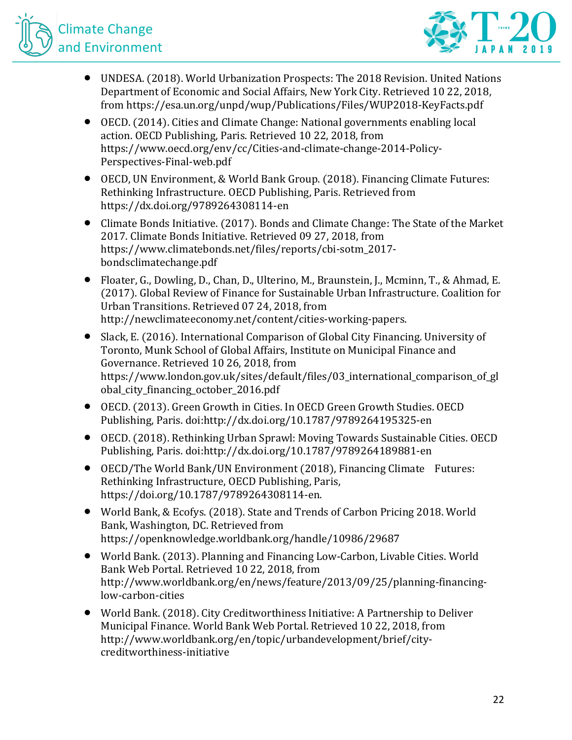- UNDESA. (2018). World Urbanization Prospects: The 2018 Revision. United Nations Department of Economic and Social Affairs, New York City. Retrieved 10 22, 2018, from https://esa.un.org/unpd/wup/Publications/Files/WUP2018-KeyFacts.pdf
- OECD. (2014). Cities and Climate Change: National governments enabling local action. OECD Publishing, Paris. Retrieved 10 22, 2018, from https://www.oecd.org/env/cc/Cities-and-climate-change-2014-Policy-Perspectives-Final-web.pdf
- OECD, UN Environment, & World Bank Group. (2018). Financing Climate Futures: Rethinking Infrastructure. OECD Publishing, Paris. Retrieved from https://dx.doi.org/9789264308114-en
- Climate Bonds Initiative. (2017). Bonds and Climate Change: The State of the Market 2017. Climate Bonds Initiative. Retrieved 09 27, 2018, from https://www.climatebonds.net/files/reports/cbi-sotm_2017-bondsclimatechange.pdf
- Floater, G., Dowling, D., Chan, D., Ulterino, M., Braunstein, J., Mcminn, T., & Ahmad, E. (2017). Global Review of Finance for Sustainable Urban Infrastructure. Coalition for Urban Transitions. Retrieved 07 24, 2018, from http://newclimateeconomy.net/content/cities-working-papers.
- Slack, E. (2016). International Comparison of Global City Financing. University of Toronto, Munk School of Global Affairs, Institute on Municipal Finance and Governance. Retrieved 10 26, 2018, from https://www.london.gov.uk/sites/default/files/03_international_comparison_of_global_city_financing_october_2016.pdf
- OECD. (2013). Green Growth in Cities. In OECD Green Growth Studies. OECD Publishing, Paris. doi:http://dx.doi.org/10.1787/9789264195325-en
- OECD. (2018). Rethinking Urban Sprawl: Moving Towards Sustainable Cities. OECD Publishing, Paris. doi:http://dx.doi.org/10.1787/9789264189881-en
- OECD/The World Bank/UN Environment (2018), Financing Climate Futures: Rethinking Infrastructure, OECD Publishing, Paris, https://doi.org/10.1787/9789264308114-en.
- World Bank, & Ecofys. (2018). State and Trends of Carbon Pricing 2018. World Bank, Washington, DC. Retrieved from https://openknowledge.worldbank.org/handle/10986/29687
- World Bank. (2013). Planning and Financing Low-Carbon, Livable Cities. World Bank Web Portal. Retrieved 10 22, 2018, from http://www.worldbank.org/en/news/feature/2013/09/25/planning-financing-low-carbon-cities
- World Bank. (2018). City Creditworthiness Initiative: A Partnership to Deliver Municipal Finance. World Bank Web Portal. Retrieved 10 22, 2018, from http://www.worldbank.org/en/topic/urbandevelopment/brief/city-creditworthiness-initiative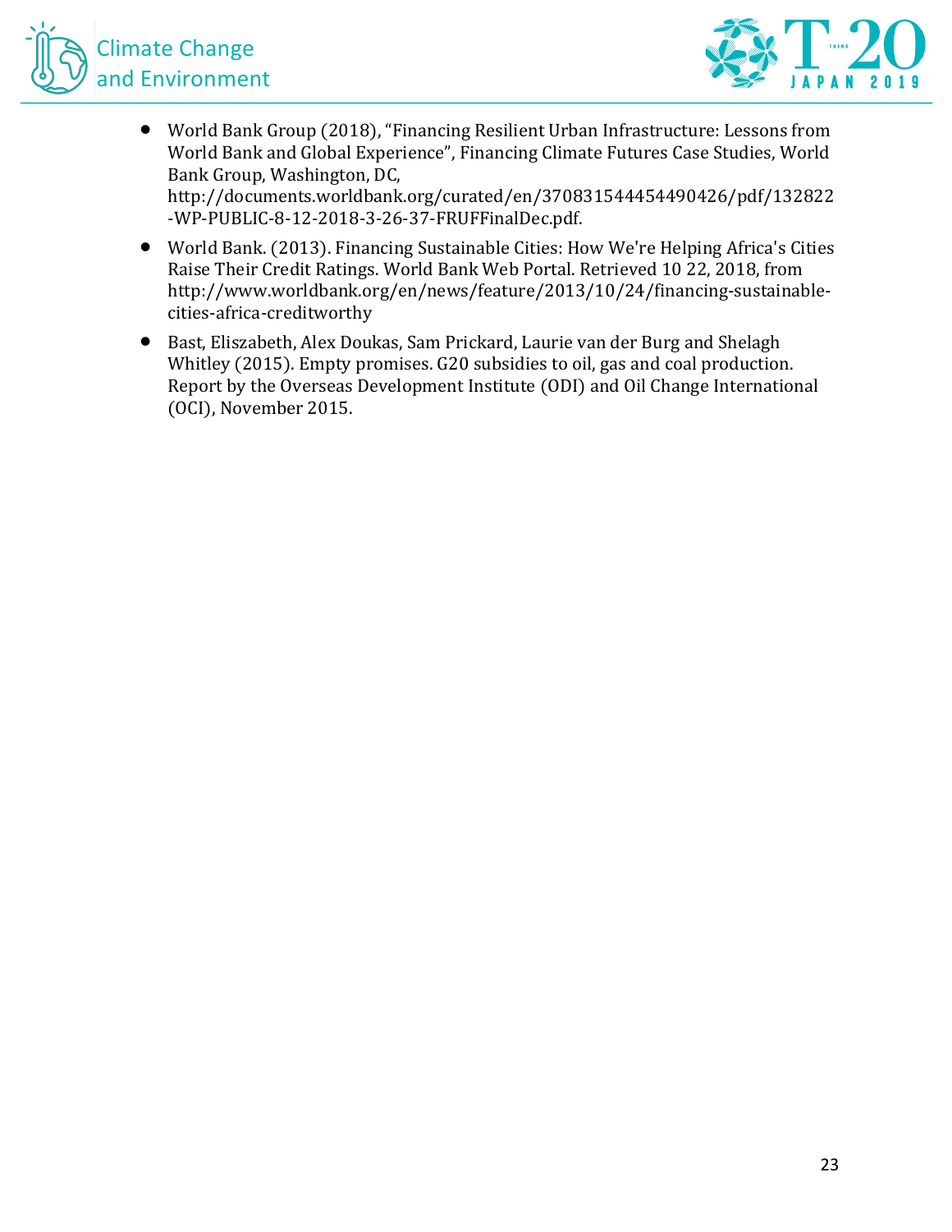- World Bank Group (2018), "Financing Resilient Urban Infrastructure: Lessons from World Bank and Global Experience", Financing Climate Futures Case Studies, World Bank Group, Washington, DC, http://documents.worldbank.org/curated/en/370831544454490426/pdf/132822-WP-PUBLIC-8-12-2018-3-26-37-FRUFFinalDec.pdf.
- World Bank. (2013). Financing Sustainable Cities: How We're Helping Africa's Cities Raise Their Credit Ratings. World Bank Web Portal. Retrieved 10 22, 2018, from http://www.worldbank.org/en/news/feature/2013/10/24/financing-sustainable-cities-africa-creditworthy
- Bast, Eliszabeth, Alex Doukas, Sam Prickard, Laurie van der Burg and Shelagh Whitley (2015). Empty promises. G20 subsidies to oil, gas and coal production. Report by the Overseas Development Institute (ODI) and Oil Change International (OCI), November 2015.